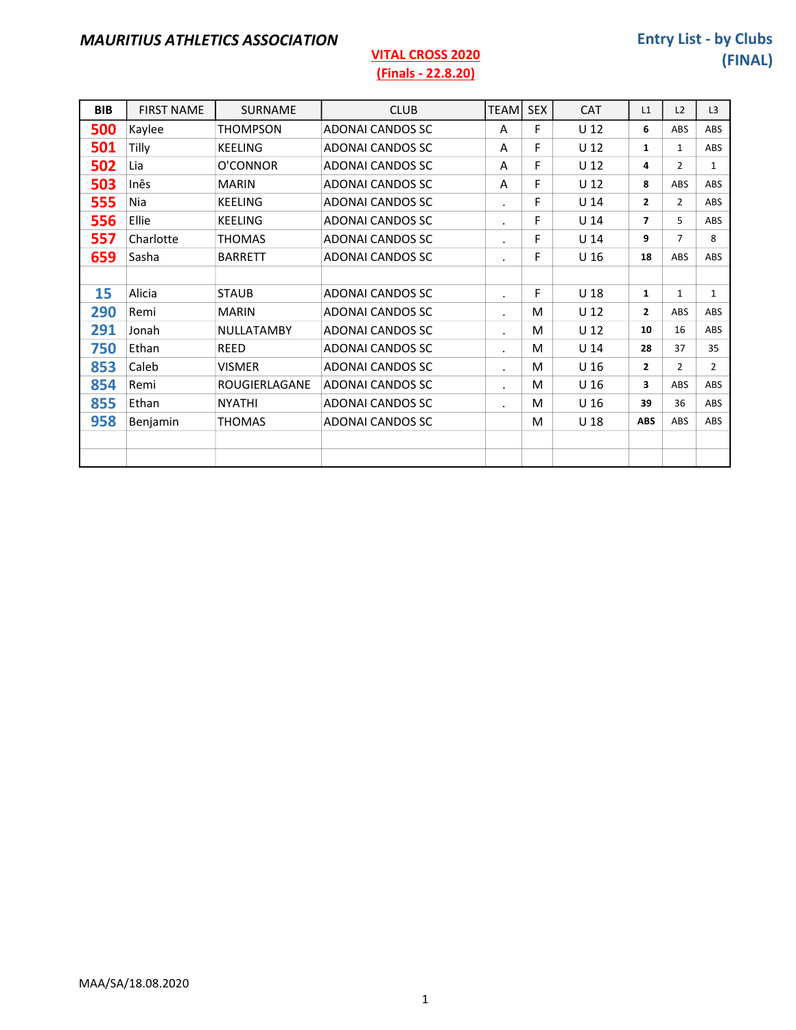***MAURITIUS ATHLETICS ASSOCIATION***

**VITAL CROSS 2020**
**(Finals - 22.8.20)**

**Entry List - by Clubs**
**(FINAL)**

| BIB | FIRST NAME | SURNAME | CLUB | TEAM | SEX | CAT | L1 | L2 | L3 |
|---|---|---|---|---|---|---|---|---|---|
| 500 | Kaylee | THOMPSON | ADONAI CANDOS SC | A | F | U 12 | 6 | ABS | ABS |
| 501 | Tilly | KEELING | ADONAI CANDOS SC | A | F | U 12 | 1 | 1 | ABS |
| 502 | Lia | O'CONNOR | ADONAI CANDOS SC | A | F | U 12 | 4 | 2 | 1 |
| 503 | Inês | MARIN | ADONAI CANDOS SC | A | F | U 12 | 8 | ABS | ABS |
| 555 | Nia | KEELING | ADONAI CANDOS SC | . | F | U 14 | 2 | 2 | ABS |
| 556 | Ellie | KEELING | ADONAI CANDOS SC | . | F | U 14 | 7 | 5 | ABS |
| 557 | Charlotte | THOMAS | ADONAI CANDOS SC | . | F | U 14 | 9 | 7 | 8 |
| 659 | Sasha | BARRETT | ADONAI CANDOS SC | . | F | U 16 | 18 | ABS | ABS |
| | | | | | | | | | |
| 15 | Alicia | STAUB | ADONAI CANDOS SC | . | F | U 18 | 1 | 1 | 1 |
| 290 | Remi | MARIN | ADONAI CANDOS SC | . | M | U 12 | 2 | ABS | ABS |
| 291 | Jonah | NULLATAMBY | ADONAI CANDOS SC | . | M | U 12 | 10 | 16 | ABS |
| 750 | Ethan | REED | ADONAI CANDOS SC | . | M | U 14 | 28 | 37 | 35 |
| 853 | Caleb | VISMER | ADONAI CANDOS SC | . | M | U 16 | 2 | 2 | 2 |
| 854 | Remi | ROUGIERLAGANE | ADONAI CANDOS SC | . | M | U 16 | 3 | ABS | ABS |
| 855 | Ethan | NYATHI | ADONAI CANDOS SC | . | M | U 16 | 39 | 36 | ABS |
| 958 | Benjamin | THOMAS | ADONAI CANDOS SC | | M | U 18 | ABS | ABS | ABS |

MAA/SA/18.08.2020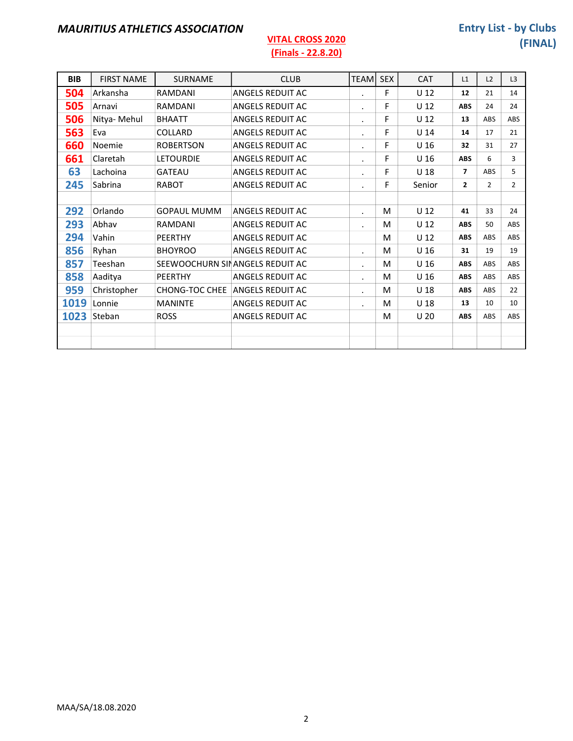*MAURITIUS ATHLETICS ASSOCIATION*

**Entry List - by Clubs (FINAL)**

**VITAL CROSS 2020**
**(Finals - 22.8.20)**

| BIB | FIRST NAME | SURNAME | CLUB | TEAM | SEX | CAT | L1 | L2 | L3 |
|---|---|---|---|---|---|---|---|---|---|
| 504 | Arkansha | RAMDANI | ANGELS REDUIT AC | . | F | U 12 | 12 | 21 | 14 |
| 505 | Arnavi | RAMDANI | ANGELS REDUIT AC | . | F | U 12 | ABS | 24 | 24 |
| 506 | Nitya- Mehul | BHAATT | ANGELS REDUIT AC | . | F | U 12 | 13 | ABS | ABS |
| 563 | Eva | COLLARD | ANGELS REDUIT AC | . | F | U 14 | 14 | 17 | 21 |
| 660 | Noemie | ROBERTSON | ANGELS REDUIT AC | . | F | U 16 | 32 | 31 | 27 |
| 661 | Claretah | LETOURDIE | ANGELS REDUIT AC | . | F | U 16 | ABS | 6 | 3 |
| 63 | Lachoina | GATEAU | ANGELS REDUIT AC | . | F | U 18 | 7 | ABS | 5 |
| 245 | Sabrina | RABOT | ANGELS REDUIT AC | . | F | Senior | 2 | 2 | 2 |
| | | | | | | | | | |
| 292 | Orlando | GOPAUL MUMM | ANGELS REDUIT AC | . | M | U 12 | 41 | 33 | 24 |
| 293 | Abhav | RAMDANI | ANGELS REDUIT AC | . | M | U 12 | ABS | 50 | ABS |
| 294 | Vahin | PEERTHY | ANGELS REDUIT AC | | M | U 12 | ABS | ABS | ABS |
| 856 | Ryhan | BHOYROO | ANGELS REDUIT AC | . | M | U 16 | 31 | 19 | 19 |
| 857 | Teeshan | SEEWOOCHURN SIN | ANGELS REDUIT AC | . | M | U 16 | ABS | ABS | ABS |
| 858 | Aaditya | PEERTHY | ANGELS REDUIT AC | . | M | U 16 | ABS | ABS | ABS |
| 959 | Christopher | CHONG-TOC CHEE | ANGELS REDUIT AC | . | M | U 18 | ABS | ABS | 22 |
| 1019 | Lonnie | MANINTE | ANGELS REDUIT AC | . | M | U 18 | 13 | 10 | 10 |
| 1023 | Steban | ROSS | ANGELS REDUIT AC | | M | U 20 | ABS | ABS | ABS |

MAA/SA/18.08.2020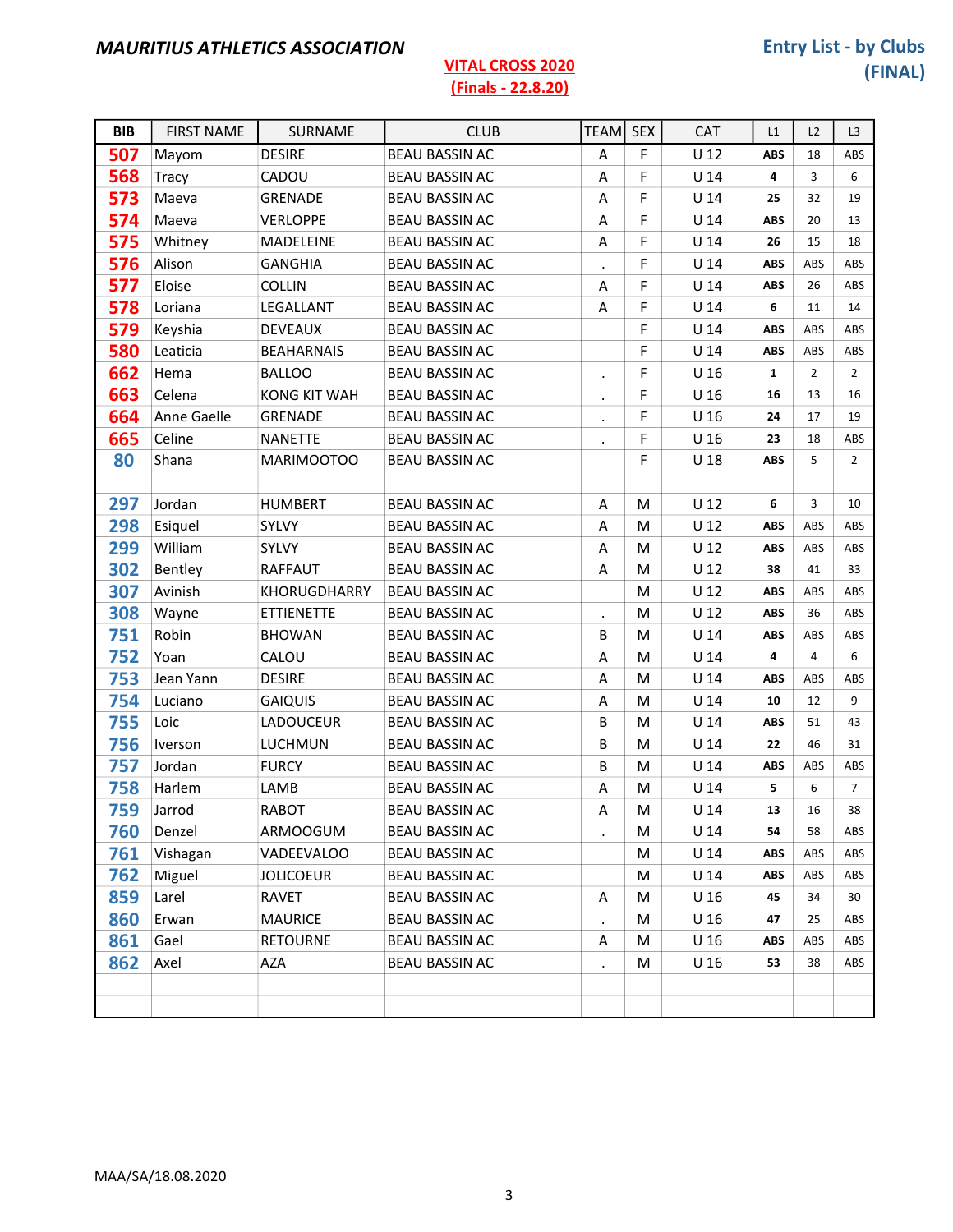**MAURITIUS ATHLETICS ASSOCIATION**

**VITAL CROSS 2020**
**(Finals - 22.8.20)**

**Entry List - by Clubs**
**(FINAL)**

| BIB | FIRST NAME | SURNAME | CLUB | TEAM | SEX | CAT | L1 | L2 | L3 |
|---|---|---|---|---|---|---|---|---|---|
| 507 | Mayom | DESIRE | BEAU BASSIN AC | A | F | U 12 | ABS | 18 | ABS |
| 568 | Tracy | CADOU | BEAU BASSIN AC | A | F | U 14 | 4 | 3 | 6 |
| 573 | Maeva | GRENADE | BEAU BASSIN AC | A | F | U 14 | 25 | 32 | 19 |
| 574 | Maeva | VERLOPPE | BEAU BASSIN AC | A | F | U 14 | ABS | 20 | 13 |
| 575 | Whitney | MADELEINE | BEAU BASSIN AC | A | F | U 14 | 26 | 15 | 18 |
| 576 | Alison | GANGHIA | BEAU BASSIN AC | . | F | U 14 | ABS | ABS | ABS |
| 577 | Eloise | COLLIN | BEAU BASSIN AC | A | F | U 14 | ABS | 26 | ABS |
| 578 | Loriana | LEGALLANT | BEAU BASSIN AC | A | F | U 14 | 6 | 11 | 14 |
| 579 | Keyshia | DEVEAUX | BEAU BASSIN AC | | F | U 14 | ABS | ABS | ABS |
| 580 | Leaticia | BEAHARNAIS | BEAU BASSIN AC | | F | U 14 | ABS | ABS | ABS |
| 662 | Hema | BALLOO | BEAU BASSIN AC | . | F | U 16 | 1 | 2 | 2 |
| 663 | Celena | KONG KIT WAH | BEAU BASSIN AC | . | F | U 16 | 16 | 13 | 16 |
| 664 | Anne Gaelle | GRENADE | BEAU BASSIN AC | . | F | U 16 | 24 | 17 | 19 |
| 665 | Celine | NANETTE | BEAU BASSIN AC | . | F | U 16 | 23 | 18 | ABS |
| 80 | Shana | MARIMOOTOO | BEAU BASSIN AC | | F | U 18 | ABS | 5 | 2 |
| | | | | | | | | | |
| 297 | Jordan | HUMBERT | BEAU BASSIN AC | A | M | U 12 | 6 | 3 | 10 |
| 298 | Esiquel | SYLVY | BEAU BASSIN AC | A | M | U 12 | ABS | ABS | ABS |
| 299 | William | SYLVY | BEAU BASSIN AC | A | M | U 12 | ABS | ABS | ABS |
| 302 | Bentley | RAFFAUT | BEAU BASSIN AC | A | M | U 12 | 38 | 41 | 33 |
| 307 | Avinish | KHORUGDHARRY | BEAU BASSIN AC | | M | U 12 | ABS | ABS | ABS |
| 308 | Wayne | ETTIENETTE | BEAU BASSIN AC | . | M | U 12 | ABS | 36 | ABS |
| 751 | Robin | BHOWAN | BEAU BASSIN AC | B | M | U 14 | ABS | ABS | ABS |
| 752 | Yoan | CALOU | BEAU BASSIN AC | A | M | U 14 | 4 | 4 | 6 |
| 753 | Jean Yann | DESIRE | BEAU BASSIN AC | A | M | U 14 | ABS | ABS | ABS |
| 754 | Luciano | GAIQUIS | BEAU BASSIN AC | A | M | U 14 | 10 | 12 | 9 |
| 755 | Loic | LADOUCEUR | BEAU BASSIN AC | B | M | U 14 | ABS | 51 | 43 |
| 756 | Iverson | LUCHMUN | BEAU BASSIN AC | B | M | U 14 | 22 | 46 | 31 |
| 757 | Jordan | FURCY | BEAU BASSIN AC | B | M | U 14 | ABS | ABS | ABS |
| 758 | Harlem | LAMB | BEAU BASSIN AC | A | M | U 14 | 5 | 6 | 7 |
| 759 | Jarrod | RABOT | BEAU BASSIN AC | A | M | U 14 | 13 | 16 | 38 |
| 760 | Denzel | ARMOOGUM | BEAU BASSIN AC | . | M | U 14 | 54 | 58 | ABS |
| 761 | Vishagan | VADEEVALOO | BEAU BASSIN AC | | M | U 14 | ABS | ABS | ABS |
| 762 | Miguel | JOLICOEUR | BEAU BASSIN AC | | M | U 14 | ABS | ABS | ABS |
| 859 | Larel | RAVET | BEAU BASSIN AC | A | M | U 16 | 45 | 34 | 30 |
| 860 | Erwan | MAURICE | BEAU BASSIN AC | . | M | U 16 | 47 | 25 | ABS |
| 861 | Gael | RETOURNE | BEAU BASSIN AC | A | M | U 16 | ABS | ABS | ABS |
| 862 | Axel | AZA | BEAU BASSIN AC | . | M | U 16 | 53 | 38 | ABS |

MAA/SA/18.08.2020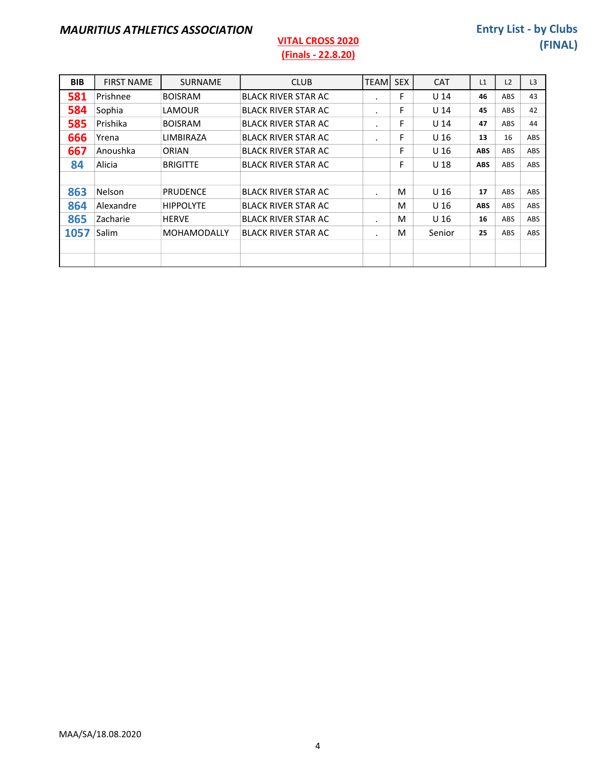***MAURITIUS ATHLETICS ASSOCIATION***

**VITAL CROSS 2020**
**(Finals - 22.8.20)**

**Entry List - by Clubs**
**(FINAL)**

| BIB | FIRST NAME | SURNAME | CLUB | TEAM | SEX | CAT | L1 | L2 | L3 |
|---|---|---|---|---|---|---|---|---|---|
| 581 | Prishnee | BOISRAM | BLACK RIVER STAR AC | . | F | U 14 | 46 | ABS | 43 |
| 584 | Sophia | LAMOUR | BLACK RIVER STAR AC | . | F | U 14 | 45 | ABS | 42 |
| 585 | Prishika | BOISRAM | BLACK RIVER STAR AC | . | F | U 14 | 47 | ABS | 44 |
| 666 | Yrena | LIMBIRAZA | BLACK RIVER STAR AC | . | F | U 16 | 13 | 16 | ABS |
| 667 | Anoushka | ORIAN | BLACK RIVER STAR AC | | F | U 16 | ABS | ABS | ABS |
| 84 | Alicia | BRIGITTE | BLACK RIVER STAR AC | | F | U 18 | ABS | ABS | ABS |
| | | | | | | | | | |
| 863 | Nelson | PRUDENCE | BLACK RIVER STAR AC | . | M | U 16 | 17 | ABS | ABS |
| 864 | Alexandre | HIPPOLYTE | BLACK RIVER STAR AC | | M | U 16 | ABS | ABS | ABS |
| 865 | Zacharie | HERVE | BLACK RIVER STAR AC | . | M | U 16 | 16 | ABS | ABS |
| 1057 | Salim | MOHAMODALLY | BLACK RIVER STAR AC | . | M | Senior | 25 | ABS | ABS |
| | | | | | | | | | |
| | | | | | | | | | |

MAA/SA/18.08.2020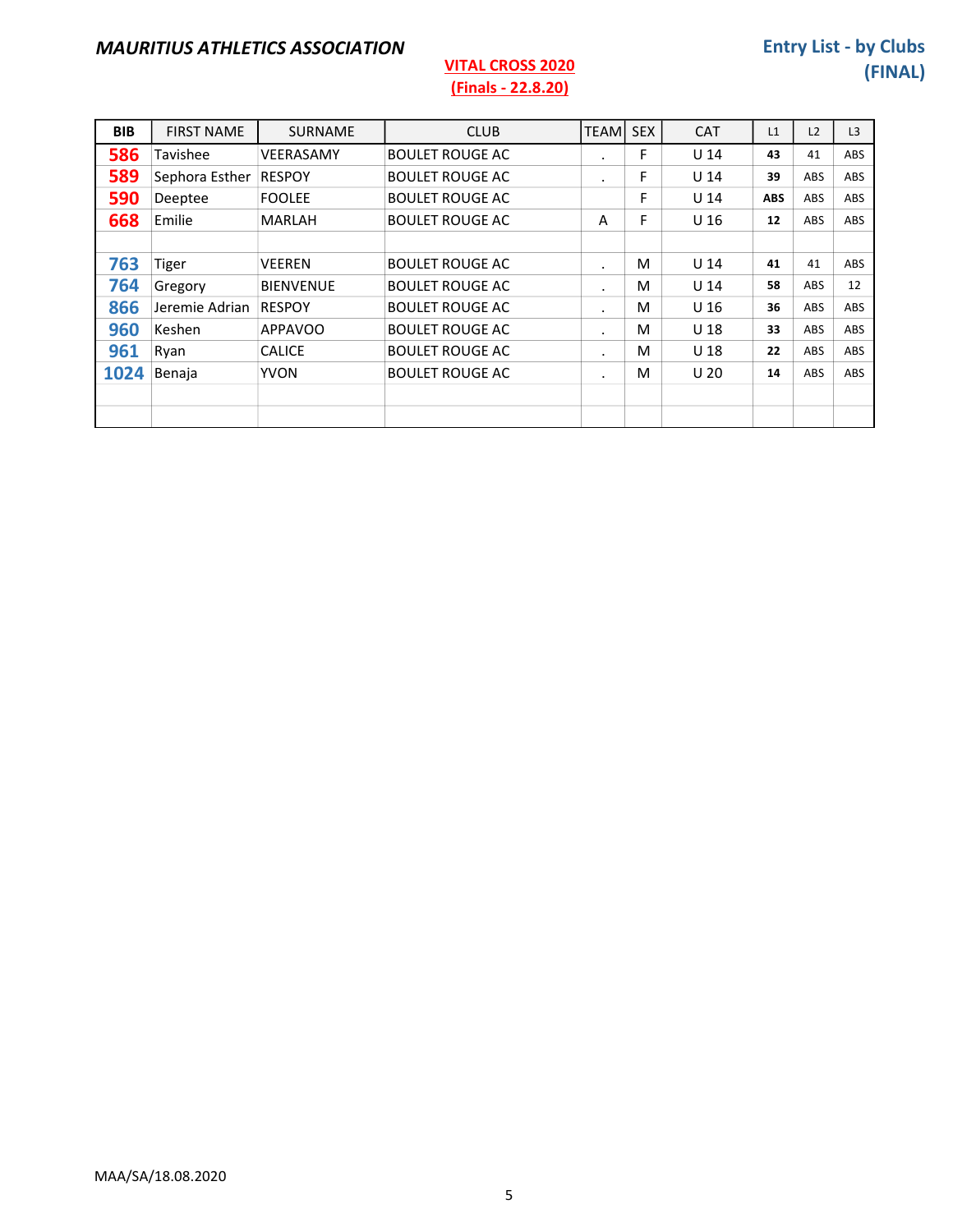*MAURITIUS ATHLETICS ASSOCIATION*

**VITAL CROSS 2020**
**(Finals - 22.8.20)**

**Entry List - by Clubs (FINAL)**

| BIB | FIRST NAME | SURNAME | CLUB | TEAM | SEX | CAT | L1 | L2 | L3 |
|---|---|---|---|---|---|---|---|---|---|
| 586 | Tavishee | VEERASAMY | BOULET ROUGE AC | . | F | U 14 | 43 | 41 | ABS |
| 589 | Sephora Esther | RESPOY | BOULET ROUGE AC | . | F | U 14 | 39 | ABS | ABS |
| 590 | Deeptee | FOOLEE | BOULET ROUGE AC | | F | U 14 | ABS | ABS | ABS |
| 668 | Emilie | MARLAH | BOULET ROUGE AC | A | F | U 16 | 12 | ABS | ABS |
| | | | | | | | | | |
| 763 | Tiger | VEEREN | BOULET ROUGE AC | . | M | U 14 | 41 | 41 | ABS |
| 764 | Gregory | BIENVENUE | BOULET ROUGE AC | . | M | U 14 | 58 | ABS | 12 |
| 866 | Jeremie Adrian | RESPOY | BOULET ROUGE AC | . | M | U 16 | 36 | ABS | ABS |
| 960 | Keshen | APPAVOO | BOULET ROUGE AC | . | M | U 18 | 33 | ABS | ABS |
| 961 | Ryan | CALICE | BOULET ROUGE AC | . | M | U 18 | 22 | ABS | ABS |
| 1024 | Benaja | YVON | BOULET ROUGE AC | . | M | U 20 | 14 | ABS | ABS |

MAA/SA/18.08.2020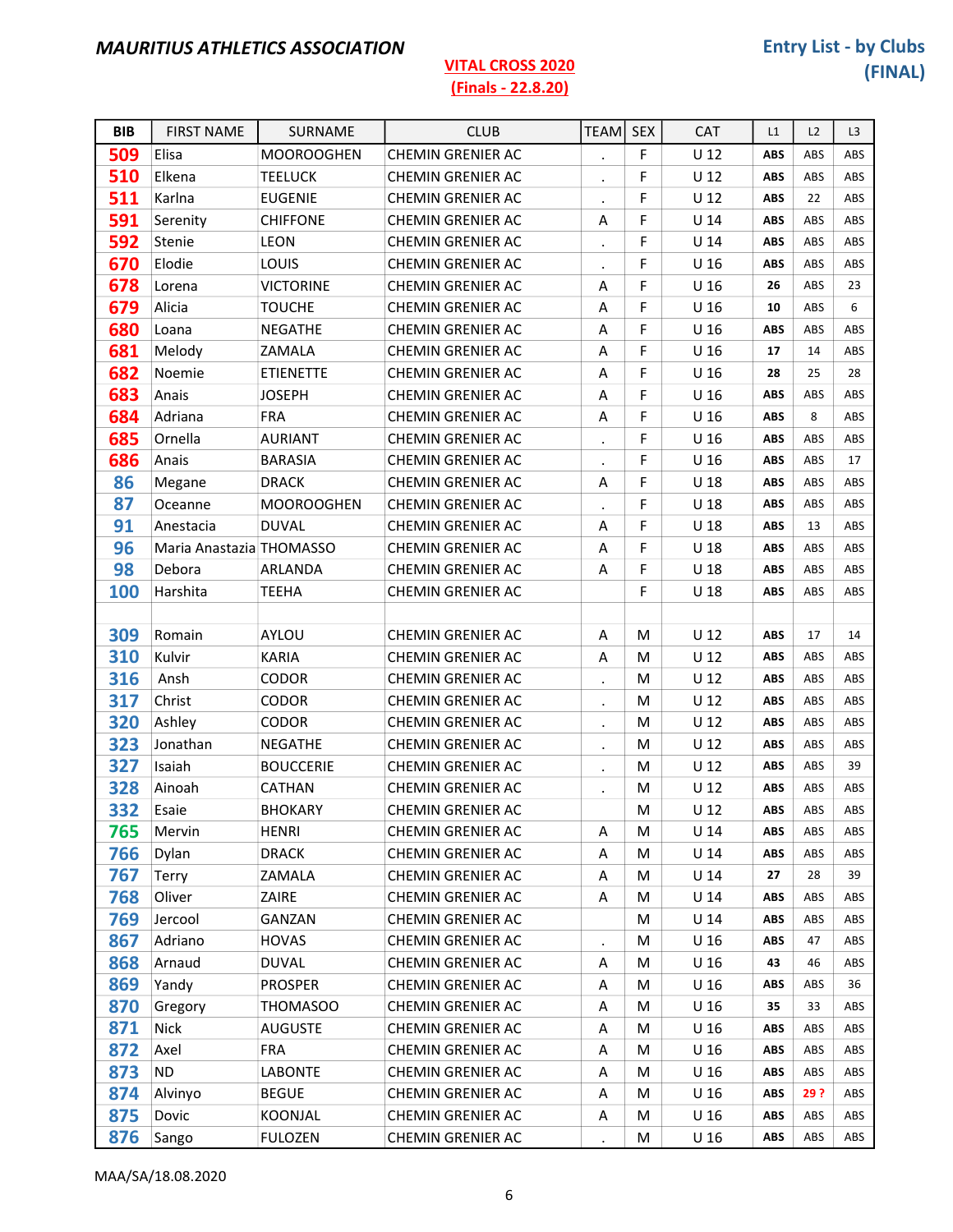# MAURITIUS ATHLETICS ASSOCIATION

**VITAL CROSS 2020**
**(Finals - 22.8.20)**

**Entry List - by Clubs (FINAL)**

| BIB | FIRST NAME | SURNAME | CLUB | TEAM | SEX | CAT | L1 | L2 | L3 |
|---|---|---|---|---|---|---|---|---|---|
| 509 | Elisa | MOOROOGHEN | CHEMIN GRENIER AC | . | F | U 12 | ABS | ABS | ABS |
| 510 | Elkena | TEELUCK | CHEMIN GRENIER AC | . | F | U 12 | ABS | ABS | ABS |
| 511 | Karlna | EUGENIE | CHEMIN GRENIER AC | . | F | U 12 | ABS | 22 | ABS |
| 591 | Serenity | CHIFFONE | CHEMIN GRENIER AC | A | F | U 14 | ABS | ABS | ABS |
| 592 | Stenie | LEON | CHEMIN GRENIER AC | . | F | U 14 | ABS | ABS | ABS |
| 670 | Elodie | LOUIS | CHEMIN GRENIER AC | . | F | U 16 | ABS | ABS | ABS |
| 678 | Lorena | VICTORINE | CHEMIN GRENIER AC | A | F | U 16 | 26 | ABS | 23 |
| 679 | Alicia | TOUCHE | CHEMIN GRENIER AC | A | F | U 16 | 10 | ABS | 6 |
| 680 | Loana | NEGATHE | CHEMIN GRENIER AC | A | F | U 16 | ABS | ABS | ABS |
| 681 | Melody | ZAMALA | CHEMIN GRENIER AC | A | F | U 16 | 17 | 14 | ABS |
| 682 | Noemie | ETIENETTE | CHEMIN GRENIER AC | A | F | U 16 | 28 | 25 | 28 |
| 683 | Anais | JOSEPH | CHEMIN GRENIER AC | A | F | U 16 | ABS | ABS | ABS |
| 684 | Adriana | FRA | CHEMIN GRENIER AC | A | F | U 16 | ABS | 8 | ABS |
| 685 | Ornella | AURIANT | CHEMIN GRENIER AC | . | F | U 16 | ABS | ABS | ABS |
| 686 | Anais | BARASIA | CHEMIN GRENIER AC | . | F | U 16 | ABS | ABS | 17 |
| 86 | Megane | DRACK | CHEMIN GRENIER AC | A | F | U 18 | ABS | ABS | ABS |
| 87 | Oceanne | MOOROOGHEN | CHEMIN GRENIER AC | . | F | U 18 | ABS | ABS | ABS |
| 91 | Anestacia | DUVAL | CHEMIN GRENIER AC | A | F | U 18 | ABS | 13 | ABS |
| 96 | Maria Anastazia | THOMASSO | CHEMIN GRENIER AC | A | F | U 18 | ABS | ABS | ABS |
| 98 | Debora | ARLANDA | CHEMIN GRENIER AC | A | F | U 18 | ABS | ABS | ABS |
| 100 | Harshita | TEEHA | CHEMIN GRENIER AC | | F | U 18 | ABS | ABS | ABS |
| | | | | | | | | | |
| 309 | Romain | AYLOU | CHEMIN GRENIER AC | A | M | U 12 | ABS | 17 | 14 |
| 310 | Kulvir | KARIA | CHEMIN GRENIER AC | A | M | U 12 | ABS | ABS | ABS |
| 316 | Ansh | CODOR | CHEMIN GRENIER AC | . | M | U 12 | ABS | ABS | ABS |
| 317 | Christ | CODOR | CHEMIN GRENIER AC | . | M | U 12 | ABS | ABS | ABS |
| 320 | Ashley | CODOR | CHEMIN GRENIER AC | . | M | U 12 | ABS | ABS | ABS |
| 323 | Jonathan | NEGATHE | CHEMIN GRENIER AC | . | M | U 12 | ABS | ABS | ABS |
| 327 | Isaiah | BOUCCERIE | CHEMIN GRENIER AC | . | M | U 12 | ABS | ABS | 39 |
| 328 | Ainoah | CATHAN | CHEMIN GRENIER AC | . | M | U 12 | ABS | ABS | ABS |
| 332 | Esaie | BHOKARY | CHEMIN GRENIER AC | | M | U 12 | ABS | ABS | ABS |
| 765 | Mervin | HENRI | CHEMIN GRENIER AC | A | M | U 14 | ABS | ABS | ABS |
| 766 | Dylan | DRACK | CHEMIN GRENIER AC | A | M | U 14 | ABS | ABS | ABS |
| 767 | Terry | ZAMALA | CHEMIN GRENIER AC | A | M | U 14 | 27 | 28 | 39 |
| 768 | Oliver | ZAIRE | CHEMIN GRENIER AC | A | M | U 14 | ABS | ABS | ABS |
| 769 | Jercool | GANZAN | CHEMIN GRENIER AC | | M | U 14 | ABS | ABS | ABS |
| 867 | Adriano | HOVAS | CHEMIN GRENIER AC | . | M | U 16 | ABS | 47 | ABS |
| 868 | Arnaud | DUVAL | CHEMIN GRENIER AC | A | M | U 16 | 43 | 46 | ABS |
| 869 | Yandy | PROSPER | CHEMIN GRENIER AC | A | M | U 16 | ABS | ABS | 36 |
| 870 | Gregory | THOMASOO | CHEMIN GRENIER AC | A | M | U 16 | 35 | 33 | ABS |
| 871 | Nick | AUGUSTE | CHEMIN GRENIER AC | A | M | U 16 | ABS | ABS | ABS |
| 872 | Axel | FRA | CHEMIN GRENIER AC | A | M | U 16 | ABS | ABS | ABS |
| 873 | ND | LABONTE | CHEMIN GRENIER AC | A | M | U 16 | ABS | ABS | ABS |
| 874 | Alvinyo | BEGUE | CHEMIN GRENIER AC | A | M | U 16 | ABS | 29 ? | ABS |
| 875 | Dovic | KOONJAL | CHEMIN GRENIER AC | A | M | U 16 | ABS | ABS | ABS |
| 876 | Sango | FULOZEN | CHEMIN GRENIER AC | . | M | U 16 | ABS | ABS | ABS |

MAA/SA/18.08.2020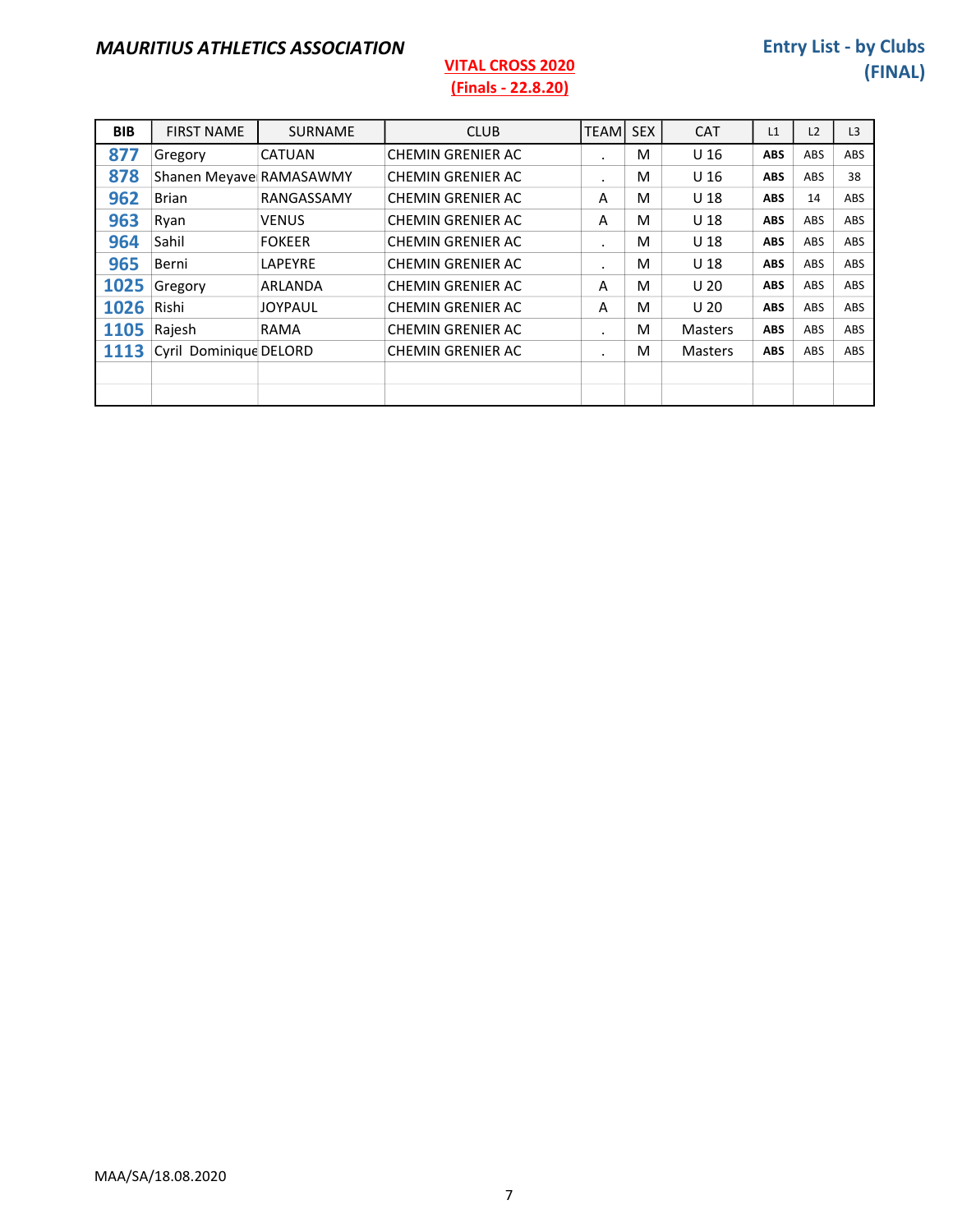*MAURITIUS ATHLETICS ASSOCIATION*

**VITAL CROSS 2020**
**(Finals - 22.8.20)**

**Entry List - by Clubs (FINAL)**

| BIB | FIRST NAME | SURNAME | CLUB | TEAM | SEX | CAT | L1 | L2 | L3 |
|---|---|---|---|---|---|---|---|---|---|
| 877 | Gregory | CATUAN | CHEMIN GRENIER AC | . | M | U 16 | ABS | ABS | ABS |
| 878 | Shanen Meyave | RAMASAWMY | CHEMIN GRENIER AC | . | M | U 16 | ABS | ABS | 38 |
| 962 | Brian | RANGASSAMY | CHEMIN GRENIER AC | A | M | U 18 | ABS | 14 | ABS |
| 963 | Ryan | VENUS | CHEMIN GRENIER AC | A | M | U 18 | ABS | ABS | ABS |
| 964 | Sahil | FOKEER | CHEMIN GRENIER AC | . | M | U 18 | ABS | ABS | ABS |
| 965 | Berni | LAPEYRE | CHEMIN GRENIER AC | . | M | U 18 | ABS | ABS | ABS |
| 1025 | Gregory | ARLANDA | CHEMIN GRENIER AC | A | M | U 20 | ABS | ABS | ABS |
| 1026 | Rishi | JOYPAUL | CHEMIN GRENIER AC | A | M | U 20 | ABS | ABS | ABS |
| 1105 | Rajesh | RAMA | CHEMIN GRENIER AC | . | M | Masters | ABS | ABS | ABS |
| 1113 | Cyril Dominique | DELORD | CHEMIN GRENIER AC | . | M | Masters | ABS | ABS | ABS |
| | | | | | | | | | |
| | | | | | | | | | |

MAA/SA/18.08.2020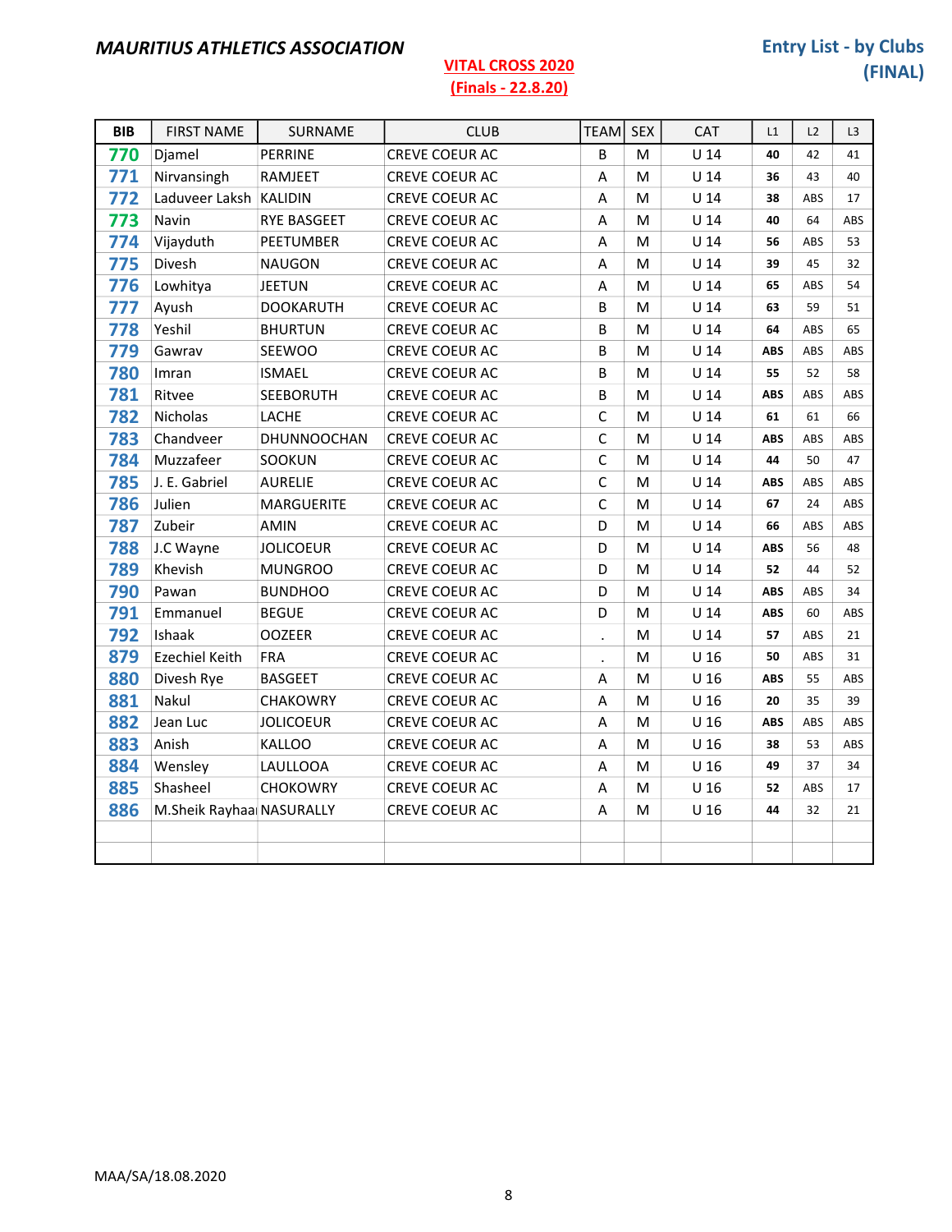***MAURITIUS ATHLETICS ASSOCIATION***

**VITAL CROSS 2020**
**(Finals - 22.8.20)**

**Entry List - by Clubs (FINAL)**

| BIB | FIRST NAME | SURNAME | CLUB | TEAM | SEX | CAT | L1 | L2 | L3 |
|---|---|---|---|---|---|---|---|---|---|
| 770 | Djamel | PERRINE | CREVE COEUR AC | B | M | U 14 | 40 | 42 | 41 |
| 771 | Nirvansingh | RAMJEET | CREVE COEUR AC | A | M | U 14 | 36 | 43 | 40 |
| 772 | Laduveer Laksh | KALIDIN | CREVE COEUR AC | A | M | U 14 | 38 | ABS | 17 |
| 773 | Navin | RYE BASGEET | CREVE COEUR AC | A | M | U 14 | 40 | 64 | ABS |
| 774 | Vijayduth | PEETUMBER | CREVE COEUR AC | A | M | U 14 | 56 | ABS | 53 |
| 775 | Divesh | NAUGON | CREVE COEUR AC | A | M | U 14 | 39 | 45 | 32 |
| 776 | Lowhitya | JEETUN | CREVE COEUR AC | A | M | U 14 | 65 | ABS | 54 |
| 777 | Ayush | DOOKARUTH | CREVE COEUR AC | B | M | U 14 | 63 | 59 | 51 |
| 778 | Yeshil | BHURTUN | CREVE COEUR AC | B | M | U 14 | 64 | ABS | 65 |
| 779 | Gawrav | SEEWOO | CREVE COEUR AC | B | M | U 14 | ABS | ABS | ABS |
| 780 | Imran | ISMAEL | CREVE COEUR AC | B | M | U 14 | 55 | 52 | 58 |
| 781 | Ritvee | SEEBORUTH | CREVE COEUR AC | B | M | U 14 | ABS | ABS | ABS |
| 782 | Nicholas | LACHE | CREVE COEUR AC | C | M | U 14 | 61 | 61 | 66 |
| 783 | Chandveer | DHUNNOOCHAN | CREVE COEUR AC | C | M | U 14 | ABS | ABS | ABS |
| 784 | Muzzafeer | SOOKUN | CREVE COEUR AC | C | M | U 14 | 44 | 50 | 47 |
| 785 | J. E. Gabriel | AURELIE | CREVE COEUR AC | C | M | U 14 | ABS | ABS | ABS |
| 786 | Julien | MARGUERITE | CREVE COEUR AC | C | M | U 14 | 67 | 24 | ABS |
| 787 | Zubeir | AMIN | CREVE COEUR AC | D | M | U 14 | 66 | ABS | ABS |
| 788 | J.C Wayne | JOLICOEUR | CREVE COEUR AC | D | M | U 14 | ABS | 56 | 48 |
| 789 | Khevish | MUNGROO | CREVE COEUR AC | D | M | U 14 | 52 | 44 | 52 |
| 790 | Pawan | BUNDHOO | CREVE COEUR AC | D | M | U 14 | ABS | ABS | 34 |
| 791 | Emmanuel | BEGUE | CREVE COEUR AC | D | M | U 14 | ABS | 60 | ABS |
| 792 | Ishaak | OOZEER | CREVE COEUR AC | . | M | U 14 | 57 | ABS | 21 |
| 879 | Ezechiel Keith | FRA | CREVE COEUR AC | . | M | U 16 | 50 | ABS | 31 |
| 880 | Divesh Rye | BASGEET | CREVE COEUR AC | A | M | U 16 | ABS | 55 | ABS |
| 881 | Nakul | CHAKOWRY | CREVE COEUR AC | A | M | U 16 | 20 | 35 | 39 |
| 882 | Jean Luc | JOLICOEUR | CREVE COEUR AC | A | M | U 16 | ABS | ABS | ABS |
| 883 | Anish | KALLOO | CREVE COEUR AC | A | M | U 16 | 38 | 53 | ABS |
| 884 | Wensley | LAULLOOA | CREVE COEUR AC | A | M | U 16 | 49 | 37 | 34 |
| 885 | Shasheel | CHOKOWRY | CREVE COEUR AC | A | M | U 16 | 52 | ABS | 17 |
| 886 | M.Sheik Rayhaan | NASURALLY | CREVE COEUR AC | A | M | U 16 | 44 | 32 | 21 |
| | | | | | | | | | |
| | | | | | | | | | |

MAA/SA/18.08.2020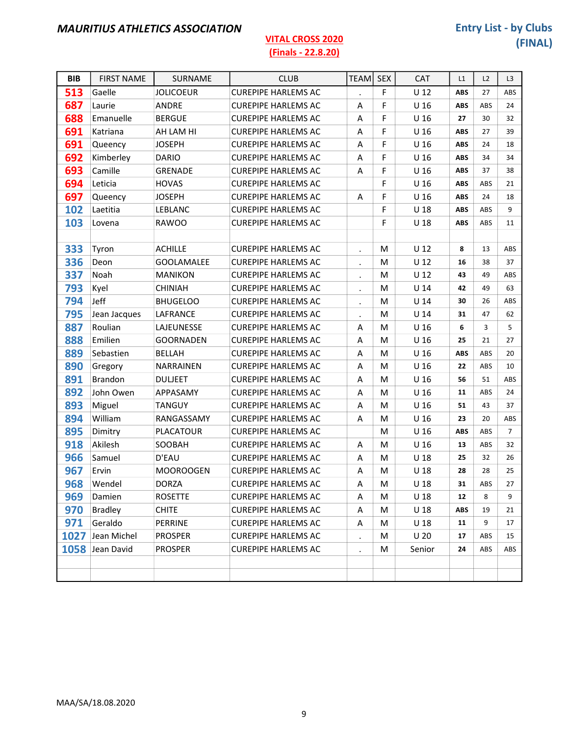**MAURITIUS ATHLETICS ASSOCIATION**

**VITAL CROSS 2020**
**(Finals - 22.8.20)**

**Entry List - by Clubs (FINAL)**

| BIB | FIRST NAME | SURNAME | CLUB | TEAM | SEX | CAT | L1 | L2 | L3 |
|---|---|---|---|---|---|---|---|---|---|
| 513 | Gaelle | JOLICOEUR | CUREPIPE HARLEMS AC | . | F | U 12 | ABS | 27 | ABS |
| 687 | Laurie | ANDRE | CUREPIPE HARLEMS AC | A | F | U 16 | ABS | ABS | 24 |
| 688 | Emanuelle | BERGUE | CUREPIPE HARLEMS AC | A | F | U 16 | 27 | 30 | 32 |
| 691 | Katriana | AH LAM HI | CUREPIPE HARLEMS AC | A | F | U 16 | ABS | 27 | 39 |
| 691 | Queency | JOSEPH | CUREPIPE HARLEMS AC | A | F | U 16 | ABS | 24 | 18 |
| 692 | Kimberley | DARIO | CUREPIPE HARLEMS AC | A | F | U 16 | ABS | 34 | 34 |
| 693 | Camille | GRENADE | CUREPIPE HARLEMS AC | A | F | U 16 | ABS | 37 | 38 |
| 694 | Leticia | HOVAS | CUREPIPE HARLEMS AC | | F | U 16 | ABS | ABS | 21 |
| 697 | Queency | JOSEPH | CUREPIPE HARLEMS AC | A | F | U 16 | ABS | 24 | 18 |
| 102 | Laetitia | LEBLANC | CUREPIPE HARLEMS AC | | F | U 18 | ABS | ABS | 9 |
| 103 | Lovena | RAWOO | CUREPIPE HARLEMS AC | | F | U 18 | ABS | ABS | 11 |
| | | | | | | | | | |
| 333 | Tyron | ACHILLE | CUREPIPE HARLEMS AC | . | M | U 12 | 8 | 13 | ABS |
| 336 | Deon | GOOLAMALEE | CUREPIPE HARLEMS AC | . | M | U 12 | 16 | 38 | 37 |
| 337 | Noah | MANIKON | CUREPIPE HARLEMS AC | . | M | U 12 | 43 | 49 | ABS |
| 793 | Kyel | CHINIAH | CUREPIPE HARLEMS AC | . | M | U 14 | 42 | 49 | 63 |
| 794 | Jeff | BHUGELOO | CUREPIPE HARLEMS AC | . | M | U 14 | 30 | 26 | ABS |
| 795 | Jean Jacques | LAFRANCE | CUREPIPE HARLEMS AC | . | M | U 14 | 31 | 47 | 62 |
| 887 | Roulian | LAJEUNESSE | CUREPIPE HARLEMS AC | A | M | U 16 | 6 | 3 | 5 |
| 888 | Emilien | GOORNADEN | CUREPIPE HARLEMS AC | A | M | U 16 | 25 | 21 | 27 |
| 889 | Sebastien | BELLAH | CUREPIPE HARLEMS AC | A | M | U 16 | ABS | ABS | 20 |
| 890 | Gregory | NARRAINEN | CUREPIPE HARLEMS AC | A | M | U 16 | 22 | ABS | 10 |
| 891 | Brandon | DULJEET | CUREPIPE HARLEMS AC | A | M | U 16 | 56 | 51 | ABS |
| 892 | John Owen | APPASAMY | CUREPIPE HARLEMS AC | A | M | U 16 | 11 | ABS | 24 |
| 893 | Miguel | TANGUY | CUREPIPE HARLEMS AC | A | M | U 16 | 51 | 43 | 37 |
| 894 | William | RANGASSAMY | CUREPIPE HARLEMS AC | A | M | U 16 | 23 | 20 | ABS |
| 895 | Dimitry | PLACATOUR | CUREPIPE HARLEMS AC | | M | U 16 | ABS | ABS | 7 |
| 918 | Akilesh | SOOBAH | CUREPIPE HARLEMS AC | A | M | U 16 | 13 | ABS | 32 |
| 966 | Samuel | D'EAU | CUREPIPE HARLEMS AC | A | M | U 18 | 25 | 32 | 26 |
| 967 | Ervin | MOOROOGEN | CUREPIPE HARLEMS AC | A | M | U 18 | 28 | 28 | 25 |
| 968 | Wendel | DORZA | CUREPIPE HARLEMS AC | A | M | U 18 | 31 | ABS | 27 |
| 969 | Damien | ROSETTE | CUREPIPE HARLEMS AC | A | M | U 18 | 12 | 8 | 9 |
| 970 | Bradley | CHITE | CUREPIPE HARLEMS AC | A | M | U 18 | ABS | 19 | 21 |
| 971 | Geraldo | PERRINE | CUREPIPE HARLEMS AC | A | M | U 18 | 11 | 9 | 17 |
| 1027 | Jean Michel | PROSPER | CUREPIPE HARLEMS AC | . | M | U 20 | 17 | ABS | 15 |
| 1058 | Jean David | PROSPER | CUREPIPE HARLEMS AC | . | M | Senior | 24 | ABS | ABS |

MAA/SA/18.08.2020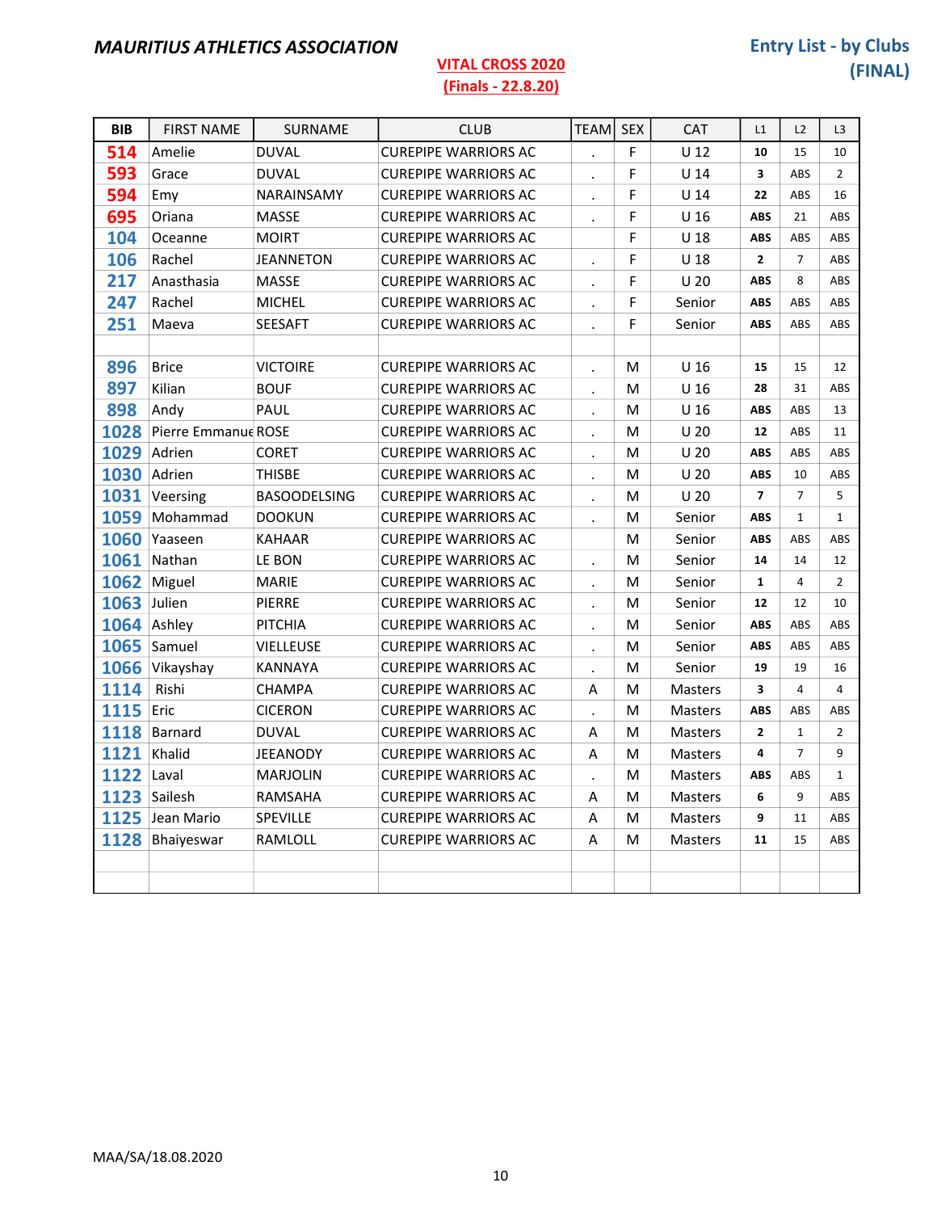***MAURITIUS ATHLETICS ASSOCIATION***

**VITAL CROSS 2020**
**(Finals - 22.8.20)**

**Entry List - by Clubs (FINAL)**

| BIB | FIRST NAME | SURNAME | CLUB | TEAM | SEX | CAT | L1 | L2 | L3 |
|---|---|---|---|---|---|---|---|---|---|
| 514 | Amelie | DUVAL | CUREPIPE WARRIORS AC | . | F | U 12 | 10 | 15 | 10 |
| 593 | Grace | DUVAL | CUREPIPE WARRIORS AC | . | F | U 14 | 3 | ABS | 2 |
| 594 | Emy | NARAINSAMY | CUREPIPE WARRIORS AC | . | F | U 14 | 22 | ABS | 16 |
| 695 | Oriana | MASSE | CUREPIPE WARRIORS AC | . | F | U 16 | ABS | 21 | ABS |
| 104 | Oceanne | MOIRT | CUREPIPE WARRIORS AC | | F | U 18 | ABS | ABS | ABS |
| 106 | Rachel | JEANNETON | CUREPIPE WARRIORS AC | . | F | U 18 | 2 | 7 | ABS |
| 217 | Anasthasia | MASSE | CUREPIPE WARRIORS AC | . | F | U 20 | ABS | 8 | ABS |
| 247 | Rachel | MICHEL | CUREPIPE WARRIORS AC | . | F | Senior | ABS | ABS | ABS |
| 251 | Maeva | SEESAFT | CUREPIPE WARRIORS AC | . | F | Senior | ABS | ABS | ABS |
| | | | | | | | | | |
| 896 | Brice | VICTOIRE | CUREPIPE WARRIORS AC | . | M | U 16 | 15 | 15 | 12 |
| 897 | Kilian | BOUF | CUREPIPE WARRIORS AC | . | M | U 16 | 28 | 31 | ABS |
| 898 | Andy | PAUL | CUREPIPE WARRIORS AC | . | M | U 16 | ABS | ABS | 13 |
| 1028 | Pierre Emmanue | ROSE | CUREPIPE WARRIORS AC | . | M | U 20 | 12 | ABS | 11 |
| 1029 | Adrien | CORET | CUREPIPE WARRIORS AC | . | M | U 20 | ABS | ABS | ABS |
| 1030 | Adrien | THISBE | CUREPIPE WARRIORS AC | . | M | U 20 | ABS | 10 | ABS |
| 1031 | Veersing | BASOODELSING | CUREPIPE WARRIORS AC | . | M | U 20 | 7 | 7 | 5 |
| 1059 | Mohammad | DOOKUN | CUREPIPE WARRIORS AC | . | M | Senior | ABS | 1 | 1 |
| 1060 | Yaaseen | KAHAAR | CUREPIPE WARRIORS AC | | M | Senior | ABS | ABS | ABS |
| 1061 | Nathan | LE BON | CUREPIPE WARRIORS AC | . | M | Senior | 14 | 14 | 12 |
| 1062 | Miguel | MARIE | CUREPIPE WARRIORS AC | . | M | Senior | 1 | 4 | 2 |
| 1063 | Julien | PIERRE | CUREPIPE WARRIORS AC | . | M | Senior | 12 | 12 | 10 |
| 1064 | Ashley | PITCHIA | CUREPIPE WARRIORS AC | . | M | Senior | ABS | ABS | ABS |
| 1065 | Samuel | VIELLEUSE | CUREPIPE WARRIORS AC | . | M | Senior | ABS | ABS | ABS |
| 1066 | Vikayshay | KANNAYA | CUREPIPE WARRIORS AC | . | M | Senior | 19 | 19 | 16 |
| 1114 | Rishi | CHAMPA | CUREPIPE WARRIORS AC | A | M | Masters | 3 | 4 | 4 |
| 1115 | Eric | CICERON | CUREPIPE WARRIORS AC | . | M | Masters | ABS | ABS | ABS |
| 1118 | Barnard | DUVAL | CUREPIPE WARRIORS AC | A | M | Masters | 2 | 1 | 2 |
| 1121 | Khalid | JEEANODY | CUREPIPE WARRIORS AC | A | M | Masters | 4 | 7 | 9 |
| 1122 | Laval | MARJOLIN | CUREPIPE WARRIORS AC | . | M | Masters | ABS | ABS | 1 |
| 1123 | Sailesh | RAMSAHA | CUREPIPE WARRIORS AC | A | M | Masters | 6 | 9 | ABS |
| 1125 | Jean Mario | SPEVILLE | CUREPIPE WARRIORS AC | A | M | Masters | 9 | 11 | ABS |
| 1128 | Bhaiyeswar | RAMLOLL | CUREPIPE WARRIORS AC | A | M | Masters | 11 | 15 | ABS |
| | | | | | | | | | |
| | | | | | | | | | |

MAA/SA/18.08.2020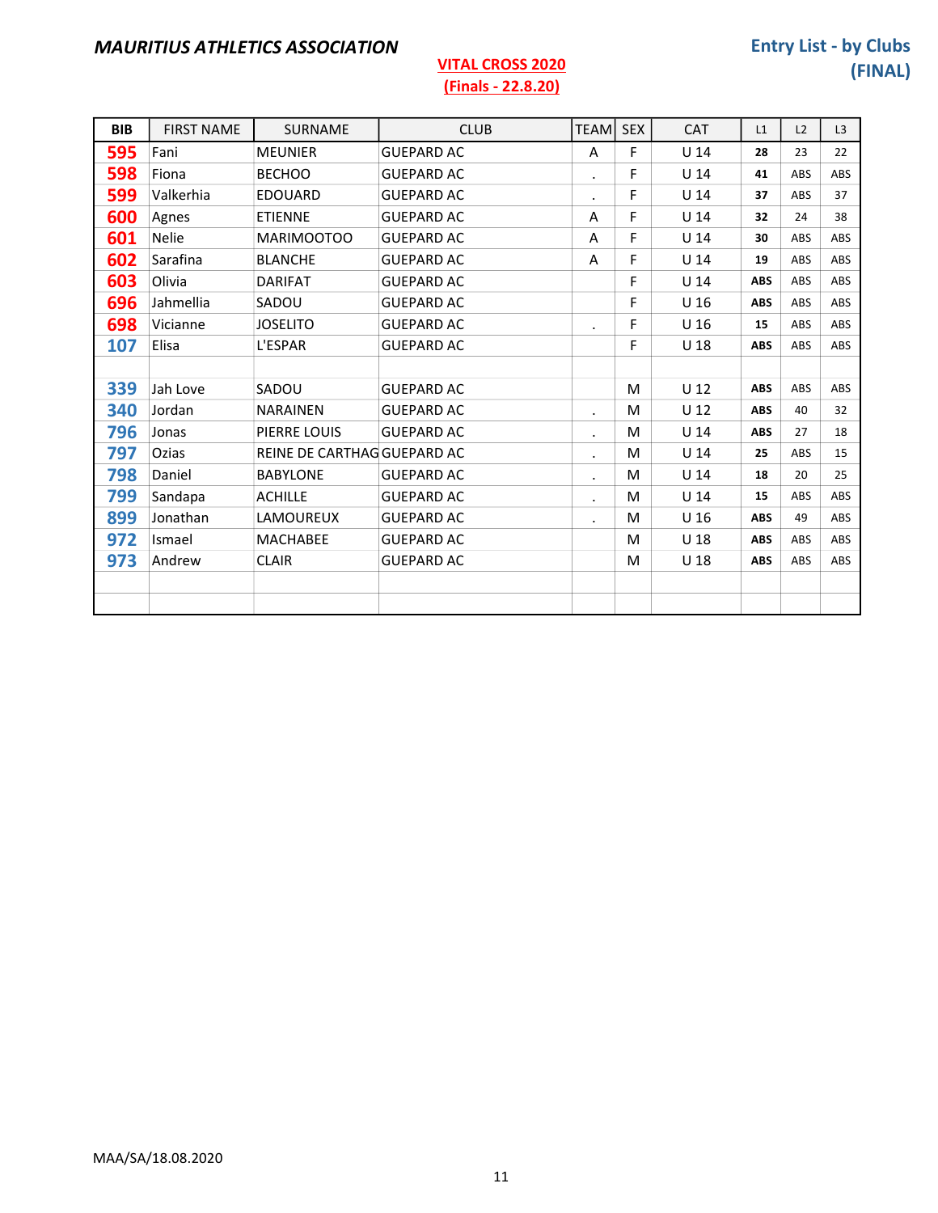*MAURITIUS ATHLETICS ASSOCIATION*

**VITAL CROSS 2020**
**(Finals - 22.8.20)**

**Entry List - by Clubs (FINAL)**

| BIB | FIRST NAME | SURNAME | CLUB | TEAM | SEX | CAT | L1 | L2 | L3 |
|---|---|---|---|---|---|---|---|---|---|
| 595 | Fani | MEUNIER | GUEPARD AC | A | F | U 14 | 28 | 23 | 22 |
| 598 | Fiona | BECHOO | GUEPARD AC | . | F | U 14 | 41 | ABS | ABS |
| 599 | Valkerhia | EDOUARD | GUEPARD AC | . | F | U 14 | 37 | ABS | 37 |
| 600 | Agnes | ETIENNE | GUEPARD AC | A | F | U 14 | 32 | 24 | 38 |
| 601 | Nelie | MARIMOOTOO | GUEPARD AC | A | F | U 14 | 30 | ABS | ABS |
| 602 | Sarafina | BLANCHE | GUEPARD AC | A | F | U 14 | 19 | ABS | ABS |
| 603 | Olivia | DARIFAT | GUEPARD AC | | F | U 14 | ABS | ABS | ABS |
| 696 | Jahmellia | SADOU | GUEPARD AC | | F | U 16 | ABS | ABS | ABS |
| 698 | Vicianne | JOSELITO | GUEPARD AC | . | F | U 16 | 15 | ABS | ABS |
| 107 | Elisa | L'ESPAR | GUEPARD AC | | F | U 18 | ABS | ABS | ABS |
| | | | | | | | | | |
| 339 | Jah Love | SADOU | GUEPARD AC | | M | U 12 | ABS | ABS | ABS |
| 340 | Jordan | NARAINEN | GUEPARD AC | . | M | U 12 | ABS | 40 | 32 |
| 796 | Jonas | PIERRE LOUIS | GUEPARD AC | . | M | U 14 | ABS | 27 | 18 |
| 797 | Ozias | REINE DE CARTHAG | GUEPARD AC | . | M | U 14 | 25 | ABS | 15 |
| 798 | Daniel | BABYLONE | GUEPARD AC | . | M | U 14 | 18 | 20 | 25 |
| 799 | Sandapa | ACHILLE | GUEPARD AC | . | M | U 14 | 15 | ABS | ABS |
| 899 | Jonathan | LAMOUREUX | GUEPARD AC | . | M | U 16 | ABS | 49 | ABS |
| 972 | Ismael | MACHABEE | GUEPARD AC | | M | U 18 | ABS | ABS | ABS |
| 973 | Andrew | CLAIR | GUEPARD AC | | M | U 18 | ABS | ABS | ABS |

MAA/SA/18.08.2020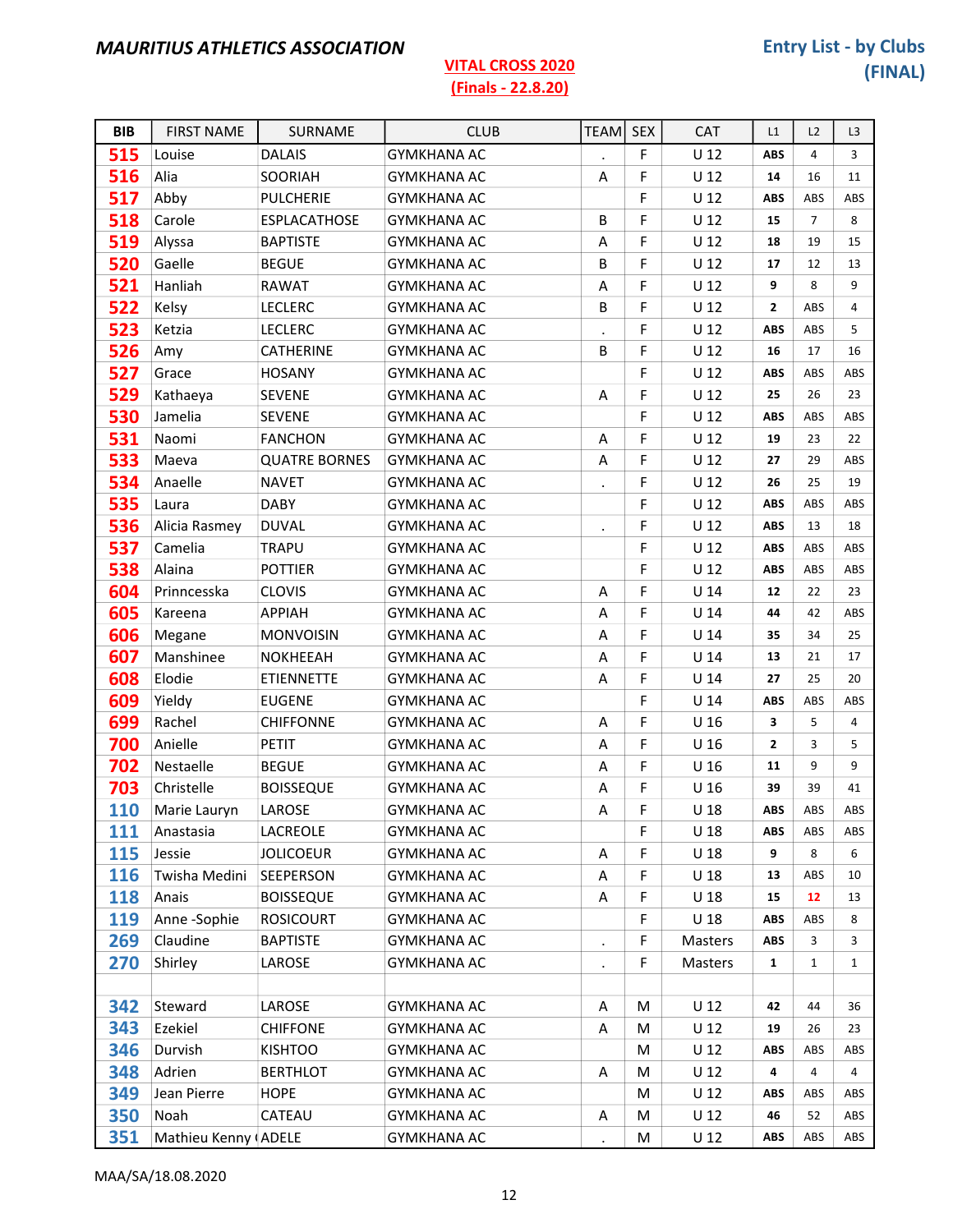**MAURITIUS ATHLETICS ASSOCIATION**

**VITAL CROSS 2020**
**(Finals - 22.8.20)**

**Entry List - by Clubs (FINAL)**

| BIB | FIRST NAME | SURNAME | CLUB | TEAM | SEX | CAT | L1 | L2 | L3 |
|---|---|---|---|---|---|---|---|---|---|
| 515 | Louise | DALAIS | GYMKHANA AC | . | F | U 12 | ABS | 4 | 3 |
| 516 | Alia | SOORIAH | GYMKHANA AC | A | F | U 12 | 14 | 16 | 11 |
| 517 | Abby | PULCHERIE | GYMKHANA AC | | F | U 12 | ABS | ABS | ABS |
| 518 | Carole | ESPLACATHOSE | GYMKHANA AC | B | F | U 12 | 15 | 7 | 8 |
| 519 | Alyssa | BAPTISTE | GYMKHANA AC | A | F | U 12 | 18 | 19 | 15 |
| 520 | Gaelle | BEGUE | GYMKHANA AC | B | F | U 12 | 17 | 12 | 13 |
| 521 | Hanliah | RAWAT | GYMKHANA AC | A | F | U 12 | 9 | 8 | 9 |
| 522 | Kelsy | LECLERC | GYMKHANA AC | B | F | U 12 | 2 | ABS | 4 |
| 523 | Ketzia | LECLERC | GYMKHANA AC | . | F | U 12 | ABS | ABS | 5 |
| 526 | Amy | CATHERINE | GYMKHANA AC | B | F | U 12 | 16 | 17 | 16 |
| 527 | Grace | HOSANY | GYMKHANA AC | | F | U 12 | ABS | ABS | ABS |
| 529 | Kathaeya | SEVENE | GYMKHANA AC | A | F | U 12 | 25 | 26 | 23 |
| 530 | Jamelia | SEVENE | GYMKHANA AC | | F | U 12 | ABS | ABS | ABS |
| 531 | Naomi | FANCHON | GYMKHANA AC | A | F | U 12 | 19 | 23 | 22 |
| 533 | Maeva | QUATRE BORNES | GYMKHANA AC | A | F | U 12 | 27 | 29 | ABS |
| 534 | Anaelle | NAVET | GYMKHANA AC | . | F | U 12 | 26 | 25 | 19 |
| 535 | Laura | DABY | GYMKHANA AC | | F | U 12 | ABS | ABS | ABS |
| 536 | Alicia Rasmey | DUVAL | GYMKHANA AC | . | F | U 12 | ABS | 13 | 18 |
| 537 | Camelia | TRAPU | GYMKHANA AC | | F | U 12 | ABS | ABS | ABS |
| 538 | Alaina | POTTIER | GYMKHANA AC | | F | U 12 | ABS | ABS | ABS |
| 604 | Prinncesska | CLOVIS | GYMKHANA AC | A | F | U 14 | 12 | 22 | 23 |
| 605 | Kareena | APPIAH | GYMKHANA AC | A | F | U 14 | 44 | 42 | ABS |
| 606 | Megane | MONVOISIN | GYMKHANA AC | A | F | U 14 | 35 | 34 | 25 |
| 607 | Manshinee | NOKHEEAH | GYMKHANA AC | A | F | U 14 | 13 | 21 | 17 |
| 608 | Elodie | ETIENNETTE | GYMKHANA AC | A | F | U 14 | 27 | 25 | 20 |
| 609 | Yieldy | EUGENE | GYMKHANA AC | | F | U 14 | ABS | ABS | ABS |
| 699 | Rachel | CHIFFONNE | GYMKHANA AC | A | F | U 16 | 3 | 5 | 4 |
| 700 | Anielle | PETIT | GYMKHANA AC | A | F | U 16 | 2 | 3 | 5 |
| 702 | Nestaelle | BEGUE | GYMKHANA AC | A | F | U 16 | 11 | 9 | 9 |
| 703 | Christelle | BOISSEQUE | GYMKHANA AC | A | F | U 16 | 39 | 39 | 41 |
| 110 | Marie Lauryn | LAROSE | GYMKHANA AC | A | F | U 18 | ABS | ABS | ABS |
| 111 | Anastasia | LACREOLE | GYMKHANA AC | | F | U 18 | ABS | ABS | ABS |
| 115 | Jessie | JOLICOEUR | GYMKHANA AC | A | F | U 18 | 9 | 8 | 6 |
| 116 | Twisha Medini | SEEPERSON | GYMKHANA AC | A | F | U 18 | 13 | ABS | 10 |
| 118 | Anais | BOISSEQUE | GYMKHANA AC | A | F | U 18 | 15 | 12 | 13 |
| 119 | Anne -Sophie | ROSICOURT | GYMKHANA AC | | F | U 18 | ABS | ABS | 8 |
| 269 | Claudine | BAPTISTE | GYMKHANA AC | . | F | Masters | ABS | 3 | 3 |
| 270 | Shirley | LAROSE | GYMKHANA AC | . | F | Masters | 1 | 1 | 1 |
| | | | | | | | | | |
| 342 | Steward | LAROSE | GYMKHANA AC | A | M | U 12 | 42 | 44 | 36 |
| 343 | Ezekiel | CHIFFONE | GYMKHANA AC | A | M | U 12 | 19 | 26 | 23 |
| 346 | Durvish | KISHTOO | GYMKHANA AC | | M | U 12 | ABS | ABS | ABS |
| 348 | Adrien | BERTHLOT | GYMKHANA AC | A | M | U 12 | 4 | 4 | 4 |
| 349 | Jean Pierre | HOPE | GYMKHANA AC | | M | U 12 | ABS | ABS | ABS |
| 350 | Noah | CATEAU | GYMKHANA AC | A | M | U 12 | 46 | 52 | ABS |
| 351 | Mathieu Kenny ( | ADELE | GYMKHANA AC | . | M | U 12 | ABS | ABS | ABS |

MAA/SA/18.08.2020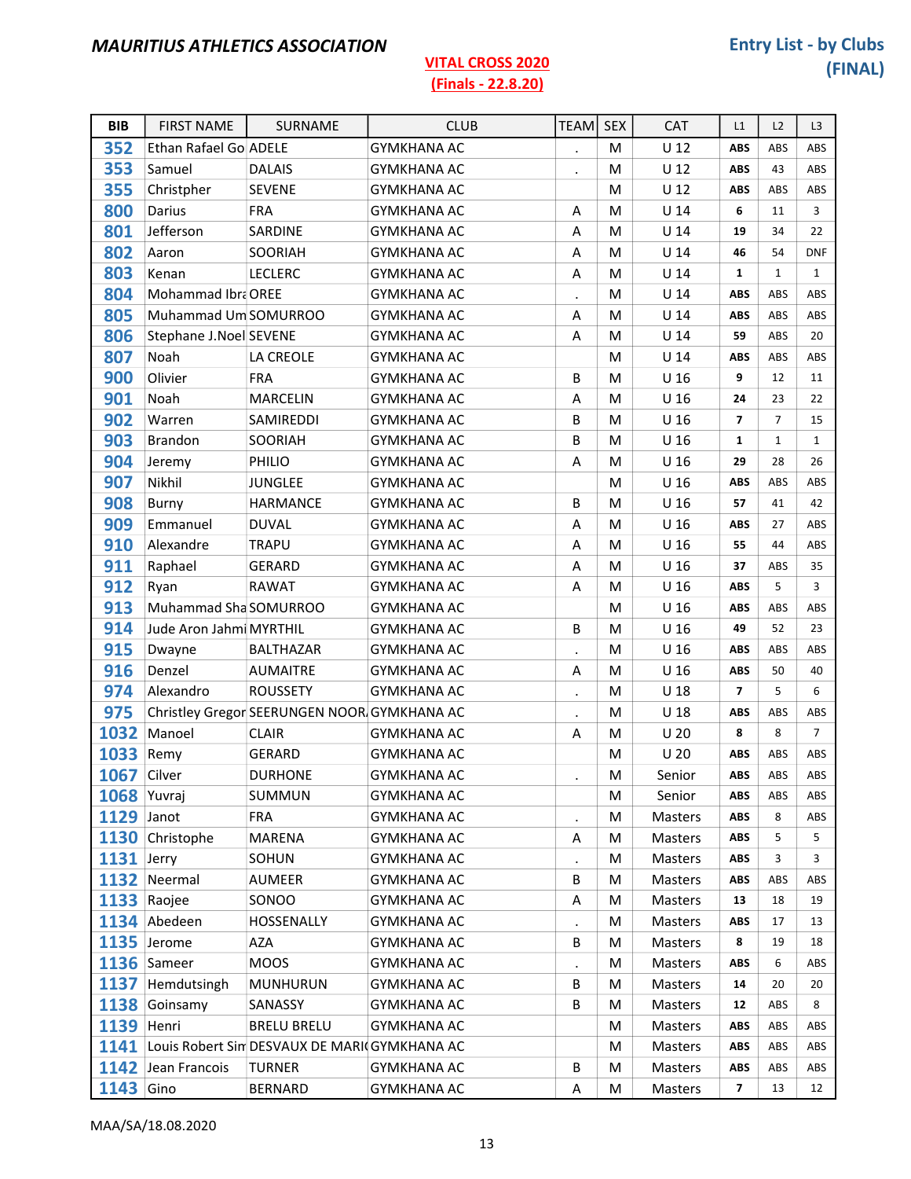**MAURITIUS ATHLETICS ASSOCIATION**

**VITAL CROSS 2020**
**(Finals - 22.8.20)**

**Entry List - by Clubs (FINAL)**

| BIB | FIRST NAME | SURNAME | CLUB | TEAM | SEX | CAT | L1 | L2 | L3 |
|---|---|---|---|---|---|---|---|---|---|
| 352 | Ethan Rafael Go | ADELE | GYMKHANA AC | . | M | U 12 | ABS | ABS | ABS |
| 353 | Samuel | DALAIS | GYMKHANA AC | . | M | U 12 | ABS | 43 | ABS |
| 355 | Christpher | SEVENE | GYMKHANA AC | | M | U 12 | ABS | ABS | ABS |
| 800 | Darius | FRA | GYMKHANA AC | A | M | U 14 | 6 | 11 | 3 |
| 801 | Jefferson | SARDINE | GYMKHANA AC | A | M | U 14 | 19 | 34 | 22 |
| 802 | Aaron | SOORIAH | GYMKHANA AC | A | M | U 14 | 46 | 54 | DNF |
| 803 | Kenan | LECLERC | GYMKHANA AC | A | M | U 14 | 1 | 1 | 1 |
| 804 | Mohammad Ibra | OREE | GYMKHANA AC | . | M | U 14 | ABS | ABS | ABS |
| 805 | Muhammad Um | SOMURROO | GYMKHANA AC | A | M | U 14 | ABS | ABS | ABS |
| 806 | Stephane J.Noel | SEVENE | GYMKHANA AC | A | M | U 14 | 59 | ABS | 20 |
| 807 | Noah | LA CREOLE | GYMKHANA AC | | M | U 14 | ABS | ABS | ABS |
| 900 | Olivier | FRA | GYMKHANA AC | B | M | U 16 | 9 | 12 | 11 |
| 901 | Noah | MARCELIN | GYMKHANA AC | A | M | U 16 | 24 | 23 | 22 |
| 902 | Warren | SAMIREDDI | GYMKHANA AC | B | M | U 16 | 7 | 7 | 15 |
| 903 | Brandon | SOORIAH | GYMKHANA AC | B | M | U 16 | 1 | 1 | 1 |
| 904 | Jeremy | PHILIO | GYMKHANA AC | A | M | U 16 | 29 | 28 | 26 |
| 907 | Nikhil | JUNGLEE | GYMKHANA AC | | M | U 16 | ABS | ABS | ABS |
| 908 | Burny | HARMANCE | GYMKHANA AC | B | M | U 16 | 57 | 41 | 42 |
| 909 | Emmanuel | DUVAL | GYMKHANA AC | A | M | U 16 | ABS | 27 | ABS |
| 910 | Alexandre | TRAPU | GYMKHANA AC | A | M | U 16 | 55 | 44 | ABS |
| 911 | Raphael | GERARD | GYMKHANA AC | A | M | U 16 | 37 | ABS | 35 |
| 912 | Ryan | RAWAT | GYMKHANA AC | A | M | U 16 | ABS | 5 | 3 |
| 913 | Muhammad Sha | SOMURROO | GYMKHANA AC | | M | U 16 | ABS | ABS | ABS |
| 914 | Jude Aron Jahmi | MYRTHIL | GYMKHANA AC | B | M | U 16 | 49 | 52 | 23 |
| 915 | Dwayne | BALTHAZAR | GYMKHANA AC | . | M | U 16 | ABS | ABS | ABS |
| 916 | Denzel | AUMAITRE | GYMKHANA AC | A | M | U 16 | ABS | 50 | 40 |
| 974 | Alexandro | ROUSSETY | GYMKHANA AC | . | M | U 18 | 7 | 5 | 6 |
| 975 | Christley Gregor | SEERUNGEN NOOR | GYMKHANA AC | . | M | U 18 | ABS | ABS | ABS |
| 1032 | Manoel | CLAIR | GYMKHANA AC | A | M | U 20 | 8 | 8 | 7 |
| 1033 | Remy | GERARD | GYMKHANA AC | | M | U 20 | ABS | ABS | ABS |
| 1067 | Cilver | DURHONE | GYMKHANA AC | . | M | Senior | ABS | ABS | ABS |
| 1068 | Yuvraj | SUMMUN | GYMKHANA AC | | M | Senior | ABS | ABS | ABS |
| 1129 | Janot | FRA | GYMKHANA AC | . | M | Masters | ABS | 8 | ABS |
| 1130 | Christophe | MARENA | GYMKHANA AC | A | M | Masters | ABS | 5 | 5 |
| 1131 | Jerry | SOHUN | GYMKHANA AC | . | M | Masters | ABS | 3 | 3 |
| 1132 | Neermal | AUMEER | GYMKHANA AC | B | M | Masters | ABS | ABS | ABS |
| 1133 | Raojee | SONOO | GYMKHANA AC | A | M | Masters | 13 | 18 | 19 |
| 1134 | Abedeen | HOSSENALLY | GYMKHANA AC | . | M | Masters | ABS | 17 | 13 |
| 1135 | Jerome | AZA | GYMKHANA AC | B | M | Masters | 8 | 19 | 18 |
| 1136 | Sameer | MOOS | GYMKHANA AC | . | M | Masters | ABS | 6 | ABS |
| 1137 | Hemdutsingh | MUNHURUN | GYMKHANA AC | B | M | Masters | 14 | 20 | 20 |
| 1138 | Goinsamy | SANASSY | GYMKHANA AC | B | M | Masters | 12 | ABS | 8 |
| 1139 | Henri | BRELU BRELU | GYMKHANA AC | | M | Masters | ABS | ABS | ABS |
| 1141 | Louis Robert Sin | DESVAUX DE MARI( | GYMKHANA AC | | M | Masters | ABS | ABS | ABS |
| 1142 | Jean Francois | TURNER | GYMKHANA AC | B | M | Masters | ABS | ABS | ABS |
| 1143 | Gino | BERNARD | GYMKHANA AC | A | M | Masters | 7 | 13 | 12 |

MAA/SA/18.08.2020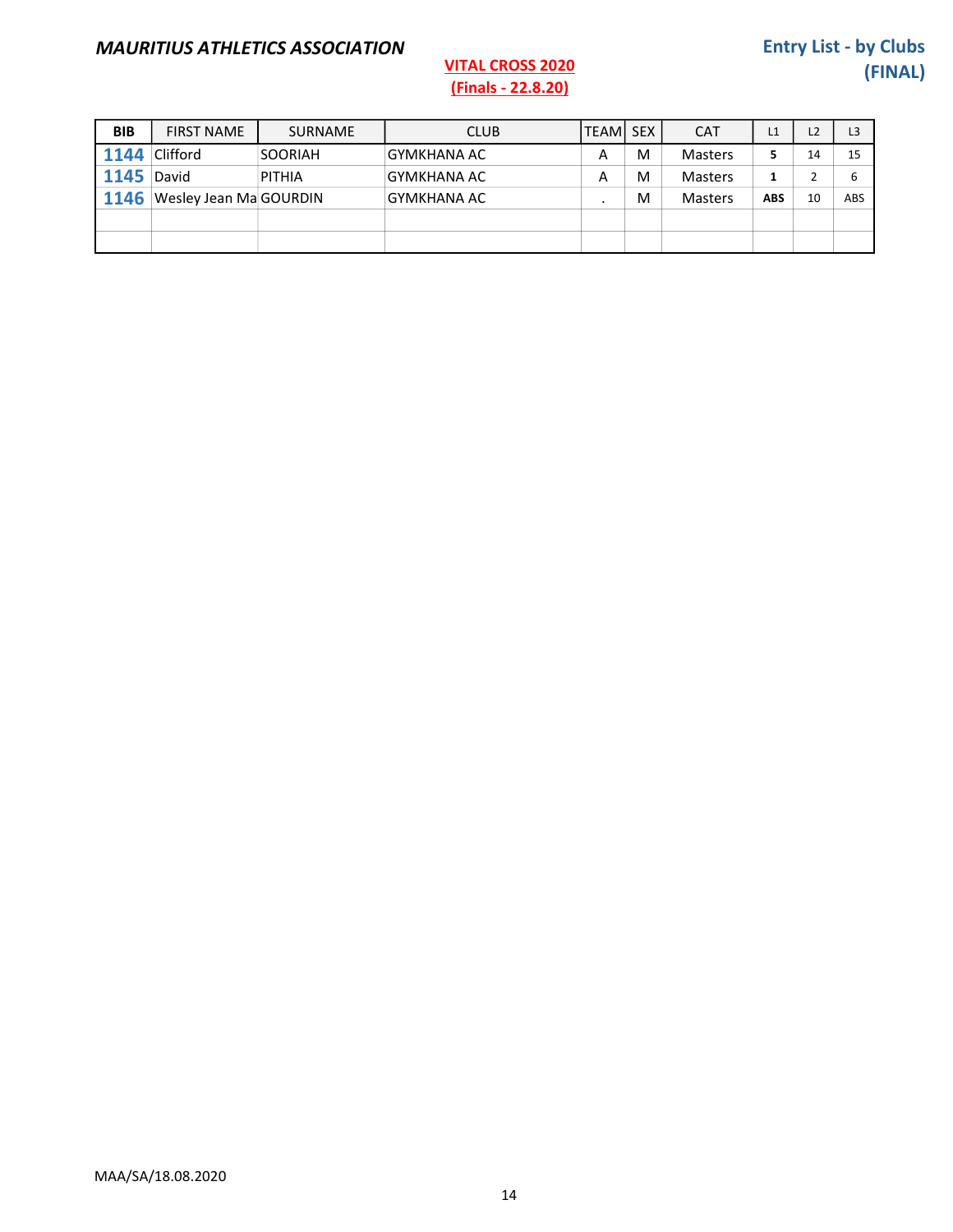*MAURITIUS ATHLETICS ASSOCIATION*

**Entry List - by Clubs (FINAL)**

**VITAL CROSS 2020**
**(Finals - 22.8.20)**

| BIB | FIRST NAME | SURNAME | CLUB | TEAM | SEX | CAT | L1 | L2 | L3 |
|---|---|---|---|---|---|---|---|---|---|
| 1144 | Clifford | SOORIAH | GYMKHANA AC | A | M | Masters | 5 | 14 | 15 |
| 1145 | David | PITHIA | GYMKHANA AC | A | M | Masters | 1 | 2 | 6 |
| 1146 | Wesley Jean Ma | GOURDIN | GYMKHANA AC | . | M | Masters | ABS | 10 | ABS |
| | | | | | | | | | |
| | | | | | | | | | |

MAA/SA/18.08.2020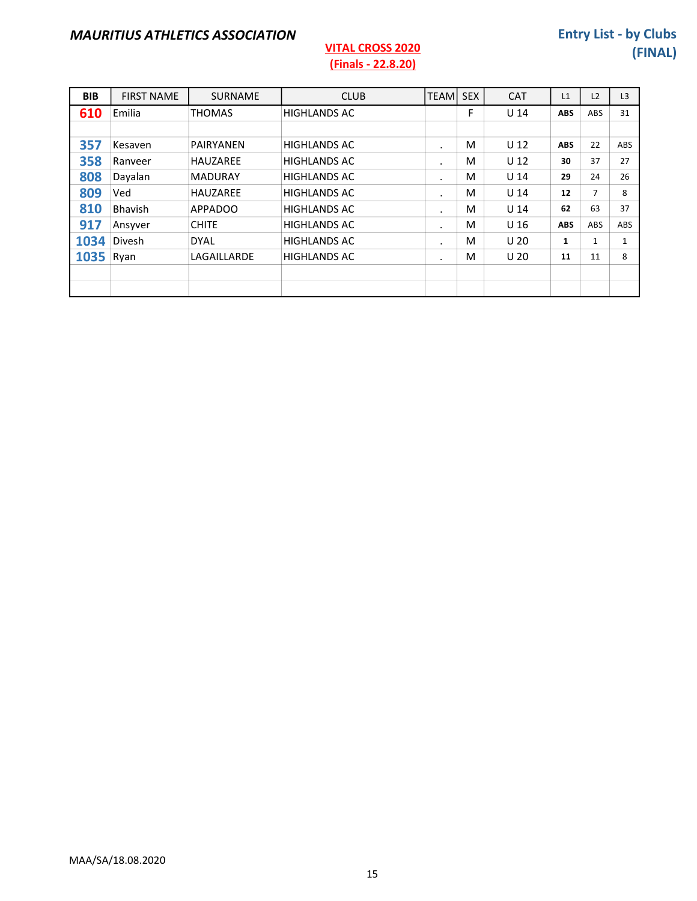*MAURITIUS ATHLETICS ASSOCIATION*

**VITAL CROSS 2020**
**(Finals - 22.8.20)**

**Entry List - by Clubs (FINAL)**

| BIB | FIRST NAME | SURNAME | CLUB | TEAM | SEX | CAT | L1 | L2 | L3 |
|---|---|---|---|---|---|---|---|---|---|
| 610 | Emilia | THOMAS | HIGHLANDS AC | | F | U 14 | ABS | ABS | 31 |
| | | | | | | | | | |
| 357 | Kesaven | PAIRYANEN | HIGHLANDS AC | . | M | U 12 | ABS | 22 | ABS |
| 358 | Ranveer | HAUZAREE | HIGHLANDS AC | . | M | U 12 | 30 | 37 | 27 |
| 808 | Dayalan | MADURAY | HIGHLANDS AC | . | M | U 14 | 29 | 24 | 26 |
| 809 | Ved | HAUZAREE | HIGHLANDS AC | . | M | U 14 | 12 | 7 | 8 |
| 810 | Bhavish | APPADOO | HIGHLANDS AC | . | M | U 14 | 62 | 63 | 37 |
| 917 | Ansyver | CHITE | HIGHLANDS AC | . | M | U 16 | ABS | ABS | ABS |
| 1034 | Divesh | DYAL | HIGHLANDS AC | . | M | U 20 | 1 | 1 | 1 |
| 1035 | Ryan | LAGAILLARDE | HIGHLANDS AC | . | M | U 20 | 11 | 11 | 8 |

MAA/SA/18.08.2020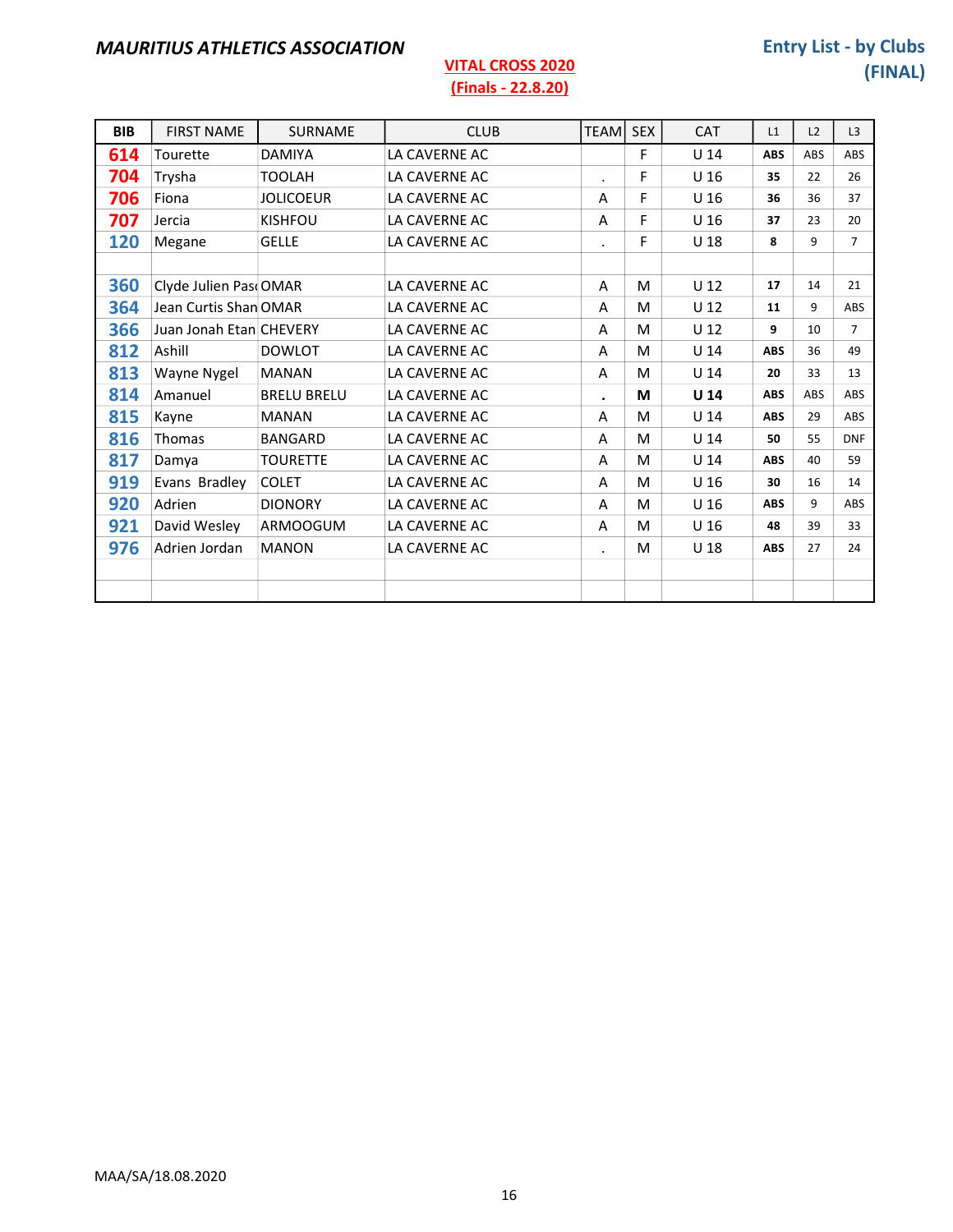*MAURITIUS ATHLETICS ASSOCIATION*

**VITAL CROSS 2020**
**(Finals - 22.8.20)**

**Entry List - by Clubs (FINAL)**

| BIB | FIRST NAME | SURNAME | CLUB | TEAM | SEX | CAT | L1 | L2 | L3 |
|---|---|---|---|---|---|---|---|---|---|
| 614 | Tourette | DAMIYA | LA CAVERNE AC | | F | U 14 | ABS | ABS | ABS |
| 704 | Trysha | TOOLAH | LA CAVERNE AC | . | F | U 16 | 35 | 22 | 26 |
| 706 | Fiona | JOLICOEUR | LA CAVERNE AC | A | F | U 16 | 36 | 36 | 37 |
| 707 | Jercia | KISHFOU | LA CAVERNE AC | A | F | U 16 | 37 | 23 | 20 |
| 120 | Megane | GELLE | LA CAVERNE AC | . | F | U 18 | 8 | 9 | 7 |
| | | | | | | | | | |
| 360 | Clyde Julien Pas | OMAR | LA CAVERNE AC | A | M | U 12 | 17 | 14 | 21 |
| 364 | Jean Curtis Shan | OMAR | LA CAVERNE AC | A | M | U 12 | 11 | 9 | ABS |
| 366 | Juan Jonah Etan | CHEVERY | LA CAVERNE AC | A | M | U 12 | 9 | 10 | 7 |
| 812 | Ashill | DOWLOT | LA CAVERNE AC | A | M | U 14 | ABS | 36 | 49 |
| 813 | Wayne Nygel | MANAN | LA CAVERNE AC | A | M | U 14 | 20 | 33 | 13 |
| 814 | Amanuel | BRELU BRELU | LA CAVERNE AC | . | M | U 14 | ABS | ABS | ABS |
| 815 | Kayne | MANAN | LA CAVERNE AC | A | M | U 14 | ABS | 29 | ABS |
| 816 | Thomas | BANGARD | LA CAVERNE AC | A | M | U 14 | 50 | 55 | DNF |
| 817 | Damya | TOURETTE | LA CAVERNE AC | A | M | U 14 | ABS | 40 | 59 |
| 919 | Evans Bradley | COLET | LA CAVERNE AC | A | M | U 16 | 30 | 16 | 14 |
| 920 | Adrien | DIONORY | LA CAVERNE AC | A | M | U 16 | ABS | 9 | ABS |
| 921 | David Wesley | ARMOOGUM | LA CAVERNE AC | A | M | U 16 | 48 | 39 | 33 |
| 976 | Adrien Jordan | MANON | LA CAVERNE AC | . | M | U 18 | ABS | 27 | 24 |
| | | | | | | | | | |
| | | | | | | | | | |

MAA/SA/18.08.2020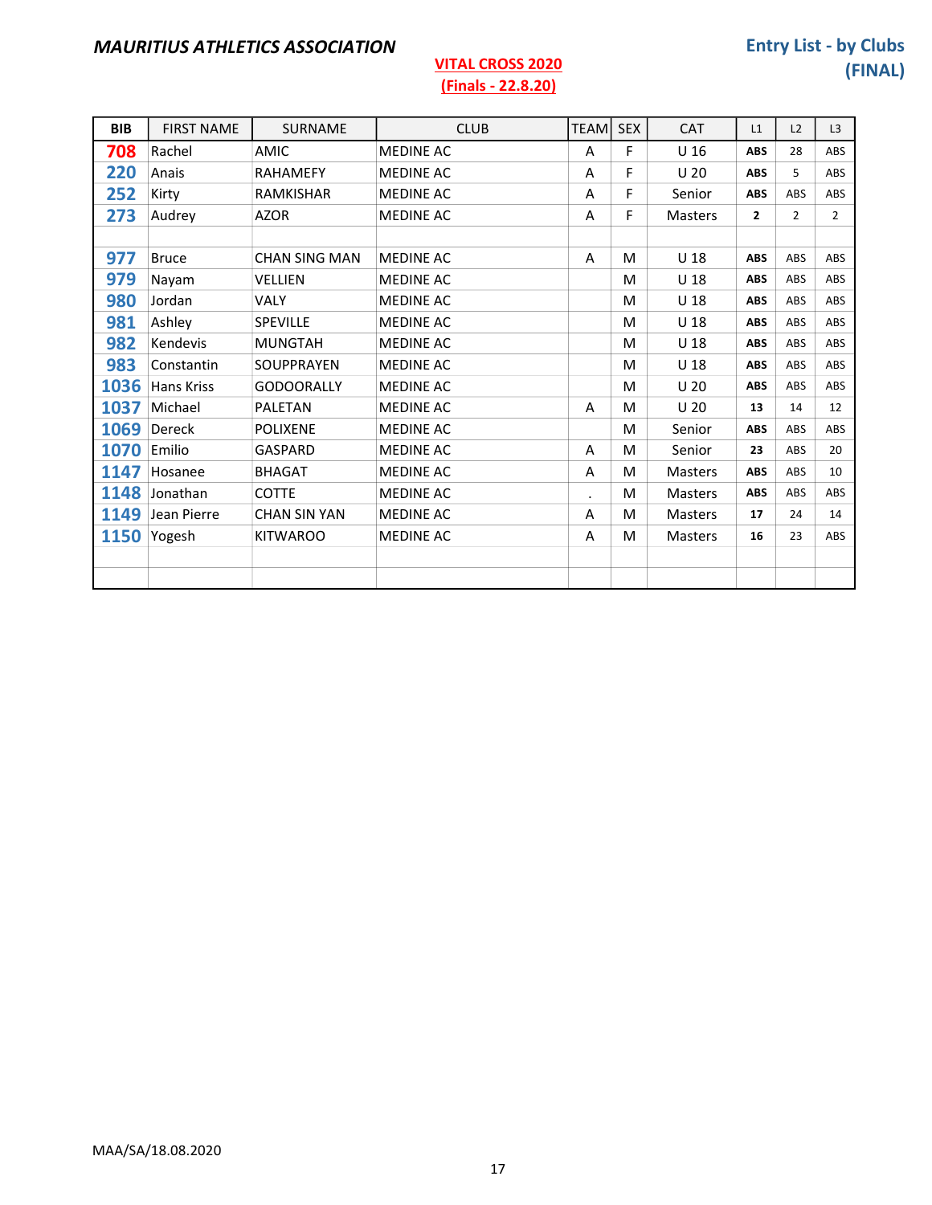***MAURITIUS ATHLETICS ASSOCIATION***

**VITAL CROSS 2020**
**(Finals - 22.8.20)**

**Entry List - by Clubs (FINAL)**

| BIB | FIRST NAME | SURNAME | CLUB | TEAM | SEX | CAT | L1 | L2 | L3 |
|---|---|---|---|---|---|---|---|---|---|
| 708 | Rachel | AMIC | MEDINE AC | A | F | U 16 | ABS | 28 | ABS |
| 220 | Anais | RAHAMEFY | MEDINE AC | A | F | U 20 | ABS | 5 | ABS |
| 252 | Kirty | RAMKISHAR | MEDINE AC | A | F | Senior | ABS | ABS | ABS |
| 273 | Audrey | AZOR | MEDINE AC | A | F | Masters | 2 | 2 | 2 |
| | | | | | | | | | |
| 977 | Bruce | CHAN SING MAN | MEDINE AC | A | M | U 18 | ABS | ABS | ABS |
| 979 | Nayam | VELLIEN | MEDINE AC | | M | U 18 | ABS | ABS | ABS |
| 980 | Jordan | VALY | MEDINE AC | | M | U 18 | ABS | ABS | ABS |
| 981 | Ashley | SPEVILLE | MEDINE AC | | M | U 18 | ABS | ABS | ABS |
| 982 | Kendevis | MUNGTAH | MEDINE AC | | M | U 18 | ABS | ABS | ABS |
| 983 | Constantin | SOUPPRAYEN | MEDINE AC | | M | U 18 | ABS | ABS | ABS |
| 1036 | Hans Kriss | GODOORALLY | MEDINE AC | | M | U 20 | ABS | ABS | ABS |
| 1037 | Michael | PALETAN | MEDINE AC | A | M | U 20 | 13 | 14 | 12 |
| 1069 | Dereck | POLIXENE | MEDINE AC | | M | Senior | ABS | ABS | ABS |
| 1070 | Emilio | GASPARD | MEDINE AC | A | M | Senior | 23 | ABS | 20 |
| 1147 | Hosanee | BHAGAT | MEDINE AC | A | M | Masters | ABS | ABS | 10 |
| 1148 | Jonathan | COTTE | MEDINE AC | . | M | Masters | ABS | ABS | ABS |
| 1149 | Jean Pierre | CHAN SIN YAN | MEDINE AC | A | M | Masters | 17 | 24 | 14 |
| 1150 | Yogesh | KITWAROO | MEDINE AC | A | M | Masters | 16 | 23 | ABS |
| | | | | | | | | | |
| | | | | | | | | | |

MAA/SA/18.08.2020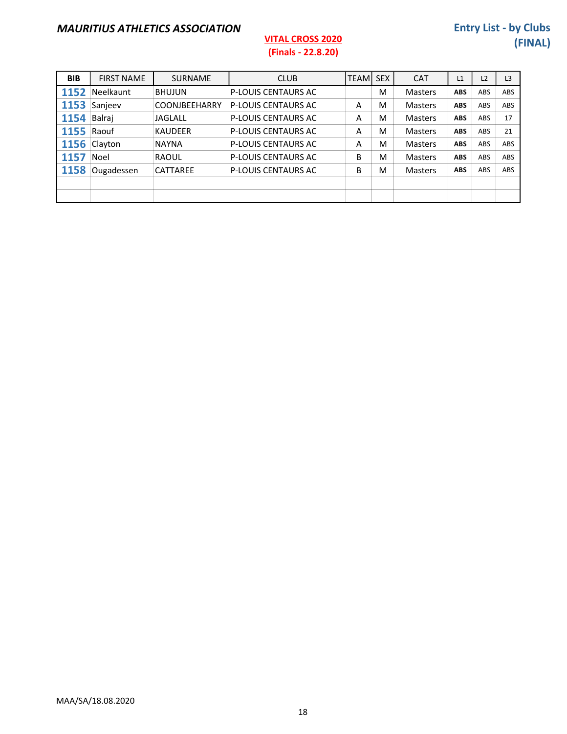*MAURITIUS ATHLETICS ASSOCIATION*

**VITAL CROSS 2020**
**(Finals - 22.8.20)**

**Entry List - by Clubs (FINAL)**

| BIB | FIRST NAME | SURNAME | CLUB | TEAM | SEX | CAT | L1 | L2 | L3 |
|---|---|---|---|---|---|---|---|---|---|
| 1152 | Neelkaunt | BHUJUN | P-LOUIS CENTAURS AC | | M | Masters | ABS | ABS | ABS |
| 1153 | Sanjeev | COONJBEEHARRY | P-LOUIS CENTAURS AC | A | M | Masters | ABS | ABS | ABS |
| 1154 | Balraj | JAGLALL | P-LOUIS CENTAURS AC | A | M | Masters | ABS | ABS | 17 |
| 1155 | Raouf | KAUDEER | P-LOUIS CENTAURS AC | A | M | Masters | ABS | ABS | 21 |
| 1156 | Clayton | NAYNA | P-LOUIS CENTAURS AC | A | M | Masters | ABS | ABS | ABS |
| 1157 | Noel | RAOUL | P-LOUIS CENTAURS AC | B | M | Masters | ABS | ABS | ABS |
| 1158 | Ougadessen | CATTAREE | P-LOUIS CENTAURS AC | B | M | Masters | ABS | ABS | ABS |
| | | | | | | | | | |
| | | | | | | | | | |

MAA/SA/18.08.2020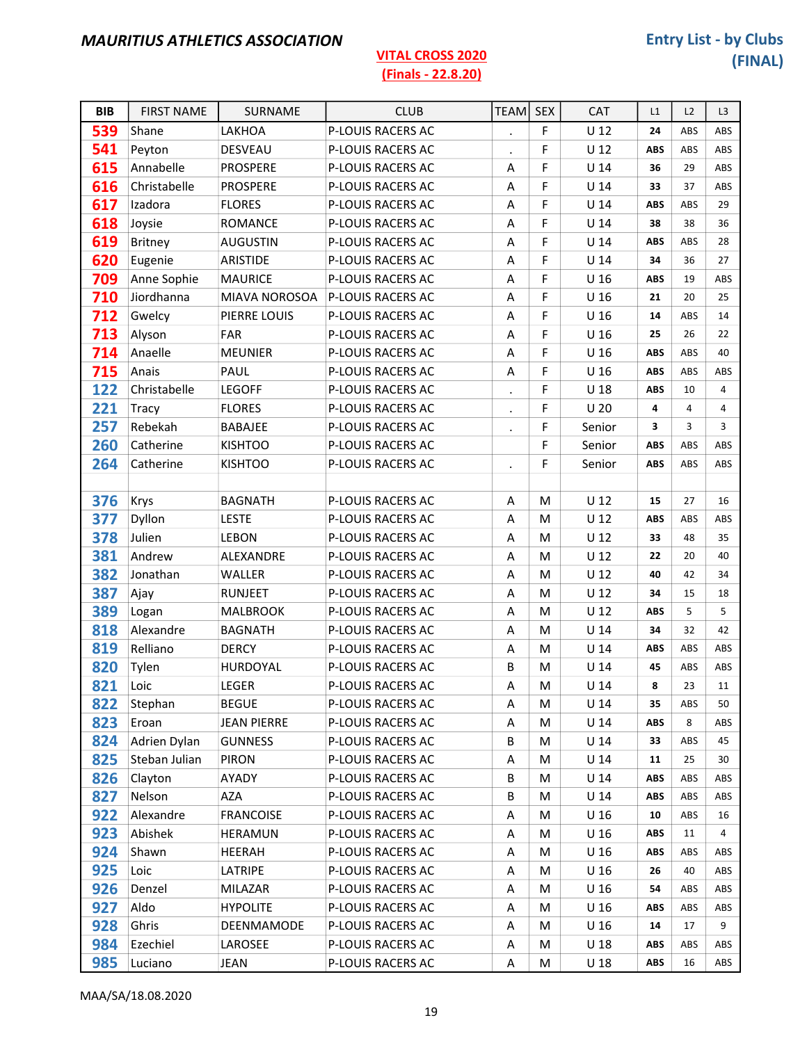**MAURITIUS ATHLETICS ASSOCIATION**

**VITAL CROSS 2020**
**(Finals - 22.8.20)**

**Entry List - by Clubs**
**(FINAL)**

| BIB | FIRST NAME | SURNAME | CLUB | TEAM | SEX | CAT | L1 | L2 | L3 |
|---|---|---|---|---|---|---|---|---|---|
| 539 | Shane | LAKHOA | P-LOUIS RACERS AC | . | F | U 12 | 24 | ABS | ABS |
| 541 | Peyton | DESVEAU | P-LOUIS RACERS AC | . | F | U 12 | ABS | ABS | ABS |
| 615 | Annabelle | PROSPERE | P-LOUIS RACERS AC | A | F | U 14 | 36 | 29 | ABS |
| 616 | Christabelle | PROSPERE | P-LOUIS RACERS AC | A | F | U 14 | 33 | 37 | ABS |
| 617 | Izadora | FLORES | P-LOUIS RACERS AC | A | F | U 14 | ABS | ABS | 29 |
| 618 | Joysie | ROMANCE | P-LOUIS RACERS AC | A | F | U 14 | 38 | 38 | 36 |
| 619 | Britney | AUGUSTIN | P-LOUIS RACERS AC | A | F | U 14 | ABS | ABS | 28 |
| 620 | Eugenie | ARISTIDE | P-LOUIS RACERS AC | A | F | U 14 | 34 | 36 | 27 |
| 709 | Anne Sophie | MAURICE | P-LOUIS RACERS AC | A | F | U 16 | ABS | 19 | ABS |
| 710 | Jiordhanna | MIAVA NOROSOA | P-LOUIS RACERS AC | A | F | U 16 | 21 | 20 | 25 |
| 712 | Gwelcy | PIERRE LOUIS | P-LOUIS RACERS AC | A | F | U 16 | 14 | ABS | 14 |
| 713 | Alyson | FAR | P-LOUIS RACERS AC | A | F | U 16 | 25 | 26 | 22 |
| 714 | Anaelle | MEUNIER | P-LOUIS RACERS AC | A | F | U 16 | ABS | ABS | 40 |
| 715 | Anais | PAUL | P-LOUIS RACERS AC | A | F | U 16 | ABS | ABS | ABS |
| 122 | Christabelle | LEGOFF | P-LOUIS RACERS AC | . | F | U 18 | ABS | 10 | 4 |
| 221 | Tracy | FLORES | P-LOUIS RACERS AC | . | F | U 20 | 4 | 4 | 4 |
| 257 | Rebekah | BABAJEE | P-LOUIS RACERS AC | . | F | Senior | 3 | 3 | 3 |
| 260 | Catherine | KISHTOO | P-LOUIS RACERS AC | | F | Senior | ABS | ABS | ABS |
| 264 | Catherine | KISHTOO | P-LOUIS RACERS AC | . | F | Senior | ABS | ABS | ABS |
| | | | | | | | | | |
| 376 | Krys | BAGNATH | P-LOUIS RACERS AC | A | M | U 12 | 15 | 27 | 16 |
| 377 | Dyllon | LESTE | P-LOUIS RACERS AC | A | M | U 12 | ABS | ABS | ABS |
| 378 | Julien | LEBON | P-LOUIS RACERS AC | A | M | U 12 | 33 | 48 | 35 |
| 381 | Andrew | ALEXANDRE | P-LOUIS RACERS AC | A | M | U 12 | 22 | 20 | 40 |
| 382 | Jonathan | WALLER | P-LOUIS RACERS AC | A | M | U 12 | 40 | 42 | 34 |
| 387 | Ajay | RUNJEET | P-LOUIS RACERS AC | A | M | U 12 | 34 | 15 | 18 |
| 389 | Logan | MALBROOK | P-LOUIS RACERS AC | A | M | U 12 | ABS | 5 | 5 |
| 818 | Alexandre | BAGNATH | P-LOUIS RACERS AC | A | M | U 14 | 34 | 32 | 42 |
| 819 | Relliano | DERCY | P-LOUIS RACERS AC | A | M | U 14 | ABS | ABS | ABS |
| 820 | Tylen | HURDOYAL | P-LOUIS RACERS AC | B | M | U 14 | 45 | ABS | ABS |
| 821 | Loic | LEGER | P-LOUIS RACERS AC | A | M | U 14 | 8 | 23 | 11 |
| 822 | Stephan | BEGUE | P-LOUIS RACERS AC | A | M | U 14 | 35 | ABS | 50 |
| 823 | Eroan | JEAN PIERRE | P-LOUIS RACERS AC | A | M | U 14 | ABS | 8 | ABS |
| 824 | Adrien Dylan | GUNNESS | P-LOUIS RACERS AC | B | M | U 14 | 33 | ABS | 45 |
| 825 | Steban Julian | PIRON | P-LOUIS RACERS AC | A | M | U 14 | 11 | 25 | 30 |
| 826 | Clayton | AYADY | P-LOUIS RACERS AC | B | M | U 14 | ABS | ABS | ABS |
| 827 | Nelson | AZA | P-LOUIS RACERS AC | B | M | U 14 | ABS | ABS | ABS |
| 922 | Alexandre | FRANCOISE | P-LOUIS RACERS AC | A | M | U 16 | 10 | ABS | 16 |
| 923 | Abishek | HERAMUN | P-LOUIS RACERS AC | A | M | U 16 | ABS | 11 | 4 |
| 924 | Shawn | HEERAH | P-LOUIS RACERS AC | A | M | U 16 | ABS | ABS | ABS |
| 925 | Loic | LATRIPE | P-LOUIS RACERS AC | A | M | U 16 | 26 | 40 | ABS |
| 926 | Denzel | MILAZAR | P-LOUIS RACERS AC | A | M | U 16 | 54 | ABS | ABS |
| 927 | Aldo | HYPOLITE | P-LOUIS RACERS AC | A | M | U 16 | ABS | ABS | ABS |
| 928 | Ghris | DEENMAMODE | P-LOUIS RACERS AC | A | M | U 16 | 14 | 17 | 9 |
| 984 | Ezechiel | LAROSEE | P-LOUIS RACERS AC | A | M | U 18 | ABS | ABS | ABS |
| 985 | Luciano | JEAN | P-LOUIS RACERS AC | A | M | U 18 | ABS | 16 | ABS |

MAA/SA/18.08.2020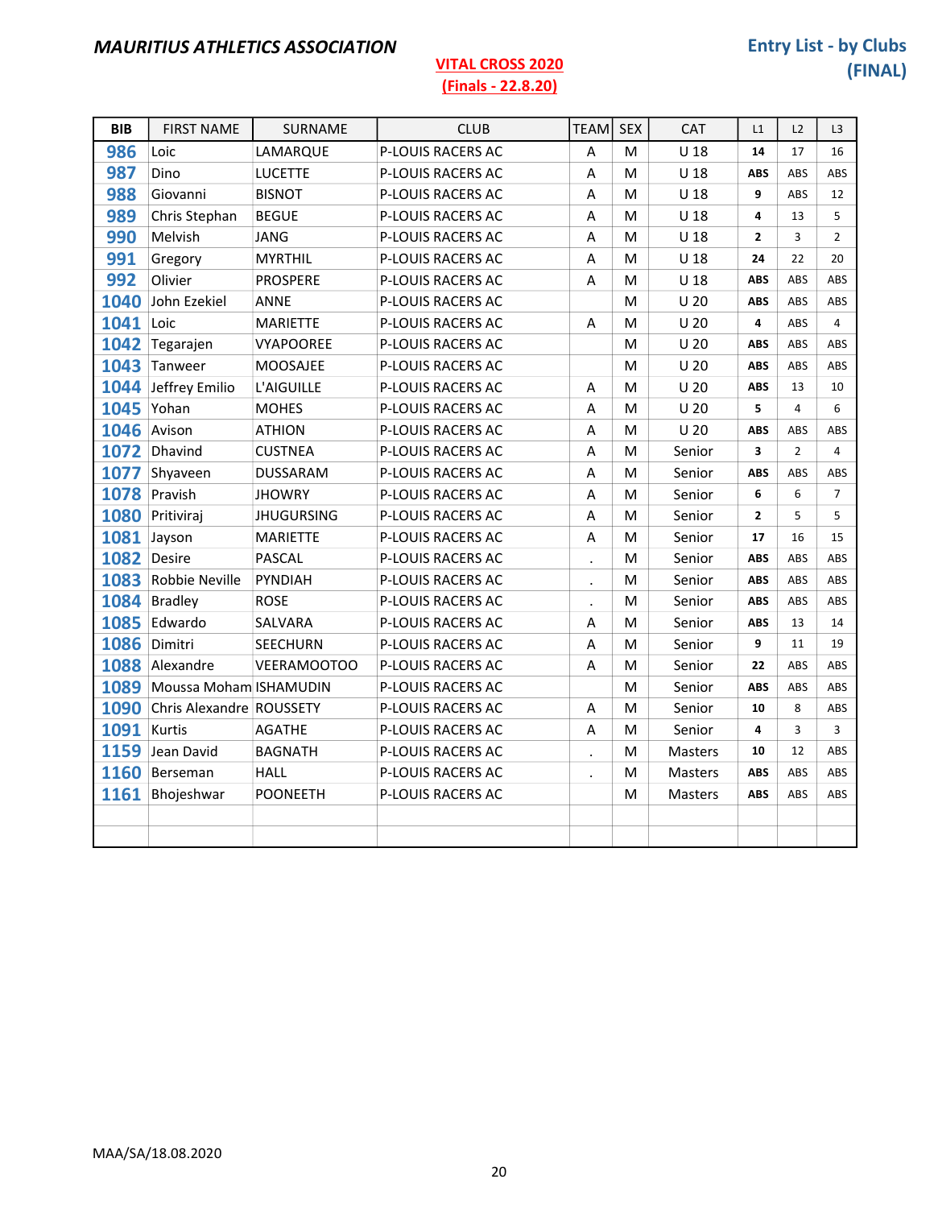**MAURITIUS ATHLETICS ASSOCIATION**

**VITAL CROSS 2020**
**(Finals - 22.8.20)**

**Entry List - by Clubs (FINAL)**

| BIB | FIRST NAME | SURNAME | CLUB | TEAM | SEX | CAT | L1 | L2 | L3 |
|---|---|---|---|---|---|---|---|---|---|
| 986 | Loic | LAMARQUE | P-LOUIS RACERS AC | A | M | U 18 | 14 | 17 | 16 |
| 987 | Dino | LUCETTE | P-LOUIS RACERS AC | A | M | U 18 | ABS | ABS | ABS |
| 988 | Giovanni | BISNOT | P-LOUIS RACERS AC | A | M | U 18 | 9 | ABS | 12 |
| 989 | Chris Stephan | BEGUE | P-LOUIS RACERS AC | A | M | U 18 | 4 | 13 | 5 |
| 990 | Melvish | JANG | P-LOUIS RACERS AC | A | M | U 18 | 2 | 3 | 2 |
| 991 | Gregory | MYRTHIL | P-LOUIS RACERS AC | A | M | U 18 | 24 | 22 | 20 |
| 992 | Olivier | PROSPERE | P-LOUIS RACERS AC | A | M | U 18 | ABS | ABS | ABS |
| 1040 | John Ezekiel | ANNE | P-LOUIS RACERS AC | | M | U 20 | ABS | ABS | ABS |
| 1041 | Loic | MARIETTE | P-LOUIS RACERS AC | A | M | U 20 | 4 | ABS | 4 |
| 1042 | Tegarajen | VYAPOOREE | P-LOUIS RACERS AC | | M | U 20 | ABS | ABS | ABS |
| 1043 | Tanweer | MOOSAJEE | P-LOUIS RACERS AC | | M | U 20 | ABS | ABS | ABS |
| 1044 | Jeffrey Emilio | L'AIGUILLE | P-LOUIS RACERS AC | A | M | U 20 | ABS | 13 | 10 |
| 1045 | Yohan | MOHES | P-LOUIS RACERS AC | A | M | U 20 | 5 | 4 | 6 |
| 1046 | Avison | ATHION | P-LOUIS RACERS AC | A | M | U 20 | ABS | ABS | ABS |
| 1072 | Dhavind | CUSTNEA | P-LOUIS RACERS AC | A | M | Senior | 3 | 2 | 4 |
| 1077 | Shyaveen | DUSSARAM | P-LOUIS RACERS AC | A | M | Senior | ABS | ABS | ABS |
| 1078 | Pravish | JHOWRY | P-LOUIS RACERS AC | A | M | Senior | 6 | 6 | 7 |
| 1080 | Pritiviraj | JHUGURSING | P-LOUIS RACERS AC | A | M | Senior | 2 | 5 | 5 |
| 1081 | Jayson | MARIETTE | P-LOUIS RACERS AC | A | M | Senior | 17 | 16 | 15 |
| 1082 | Desire | PASCAL | P-LOUIS RACERS AC | . | M | Senior | ABS | ABS | ABS |
| 1083 | Robbie Neville | PYNDIAH | P-LOUIS RACERS AC | . | M | Senior | ABS | ABS | ABS |
| 1084 | Bradley | ROSE | P-LOUIS RACERS AC | . | M | Senior | ABS | ABS | ABS |
| 1085 | Edwardo | SALVARA | P-LOUIS RACERS AC | A | M | Senior | ABS | 13 | 14 |
| 1086 | Dimitri | SEECHURN | P-LOUIS RACERS AC | A | M | Senior | 9 | 11 | 19 |
| 1088 | Alexandre | VEERAMOOTOO | P-LOUIS RACERS AC | A | M | Senior | 22 | ABS | ABS |
| 1089 | Moussa Moham | ISHAMUDIN | P-LOUIS RACERS AC | | M | Senior | ABS | ABS | ABS |
| 1090 | Chris Alexandre | ROUSSETY | P-LOUIS RACERS AC | A | M | Senior | 10 | 8 | ABS |
| 1091 | Kurtis | AGATHE | P-LOUIS RACERS AC | A | M | Senior | 4 | 3 | 3 |
| 1159 | Jean David | BAGNATH | P-LOUIS RACERS AC | . | M | Masters | 10 | 12 | ABS |
| 1160 | Berseman | HALL | P-LOUIS RACERS AC | . | M | Masters | ABS | ABS | ABS |
| 1161 | Bhojeshwar | POONEETH | P-LOUIS RACERS AC | | M | Masters | ABS | ABS | ABS |
| | | | | | | | | | |
| | | | | | | | | | |

MAA/SA/18.08.2020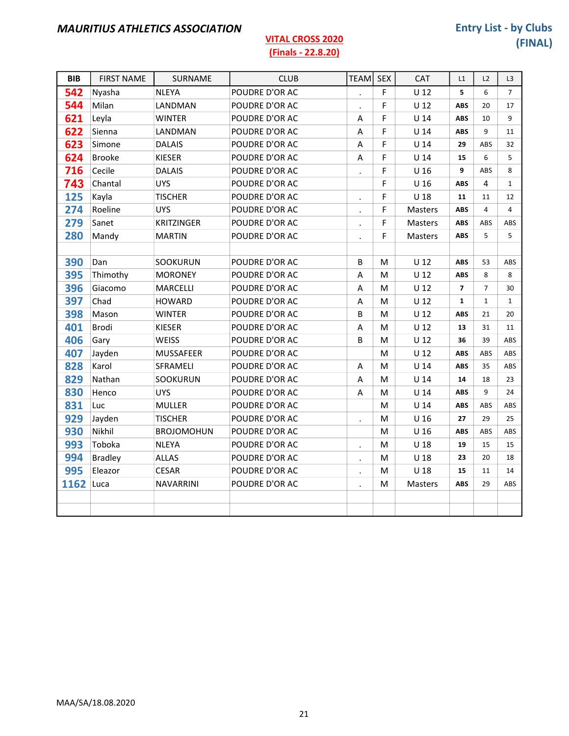**MAURITIUS ATHLETICS ASSOCIATION**

**VITAL CROSS 2020**
**(Finals - 22.8.20)**

**Entry List - by Clubs**
**(FINAL)**

| BIB | FIRST NAME | SURNAME | CLUB | TEAM | SEX | CAT | L1 | L2 | L3 |
|---|---|---|---|---|---|---|---|---|---|
| 542 | Nyasha | NLEYA | POUDRE D'OR AC | . | F | U 12 | 5 | 6 | 7 |
| 544 | Milan | LANDMAN | POUDRE D'OR AC | . | F | U 12 | ABS | 20 | 17 |
| 621 | Leyla | WINTER | POUDRE D'OR AC | A | F | U 14 | ABS | 10 | 9 |
| 622 | Sienna | LANDMAN | POUDRE D'OR AC | A | F | U 14 | ABS | 9 | 11 |
| 623 | Simone | DALAIS | POUDRE D'OR AC | A | F | U 14 | 29 | ABS | 32 |
| 624 | Brooke | KIESER | POUDRE D'OR AC | A | F | U 14 | 15 | 6 | 5 |
| 716 | Cecile | DALAIS | POUDRE D'OR AC | . | F | U 16 | 9 | ABS | 8 |
| 743 | Chantal | UYS | POUDRE D'OR AC | | F | U 16 | ABS | 4 | 1 |
| 125 | Kayla | TISCHER | POUDRE D'OR AC | . | F | U 18 | 11 | 11 | 12 |
| 274 | Roeline | UYS | POUDRE D'OR AC | . | F | Masters | ABS | 4 | 4 |
| 279 | Sanet | KRITZINGER | POUDRE D'OR AC | . | F | Masters | ABS | ABS | ABS |
| 280 | Mandy | MARTIN | POUDRE D'OR AC | . | F | Masters | ABS | 5 | 5 |
| | | | | | | | | | |
| 390 | Dan | SOOKURUN | POUDRE D'OR AC | B | M | U 12 | ABS | 53 | ABS |
| 395 | Thimothy | MORONEY | POUDRE D'OR AC | A | M | U 12 | ABS | 8 | 8 |
| 396 | Giacomo | MARCELLI | POUDRE D'OR AC | A | M | U 12 | 7 | 7 | 30 |
| 397 | Chad | HOWARD | POUDRE D'OR AC | A | M | U 12 | 1 | 1 | 1 |
| 398 | Mason | WINTER | POUDRE D'OR AC | B | M | U 12 | ABS | 21 | 20 |
| 401 | Brodi | KIESER | POUDRE D'OR AC | A | M | U 12 | 13 | 31 | 11 |
| 406 | Gary | WEISS | POUDRE D'OR AC | B | M | U 12 | 36 | 39 | ABS |
| 407 | Jayden | MUSSAFEER | POUDRE D'OR AC | | M | U 12 | ABS | ABS | ABS |
| 828 | Karol | SFRAMELI | POUDRE D'OR AC | A | M | U 14 | ABS | 35 | ABS |
| 829 | Nathan | SOOKURUN | POUDRE D'OR AC | A | M | U 14 | 14 | 18 | 23 |
| 830 | Henco | UYS | POUDRE D'OR AC | A | M | U 14 | ABS | 9 | 24 |
| 831 | Luc | MULLER | POUDRE D'OR AC | | M | U 14 | ABS | ABS | ABS |
| 929 | Jayden | TISCHER | POUDRE D'OR AC | . | M | U 16 | 27 | 29 | 25 |
| 930 | Nikhil | BROJOMOHUN | POUDRE D'OR AC | | M | U 16 | ABS | ABS | ABS |
| 993 | Toboka | NLEYA | POUDRE D'OR AC | . | M | U 18 | 19 | 15 | 15 |
| 994 | Bradley | ALLAS | POUDRE D'OR AC | . | M | U 18 | 23 | 20 | 18 |
| 995 | Eleazor | CESAR | POUDRE D'OR AC | . | M | U 18 | 15 | 11 | 14 |
| 1162 | Luca | NAVARRINI | POUDRE D'OR AC | . | M | Masters | ABS | 29 | ABS |

MAA/SA/18.08.2020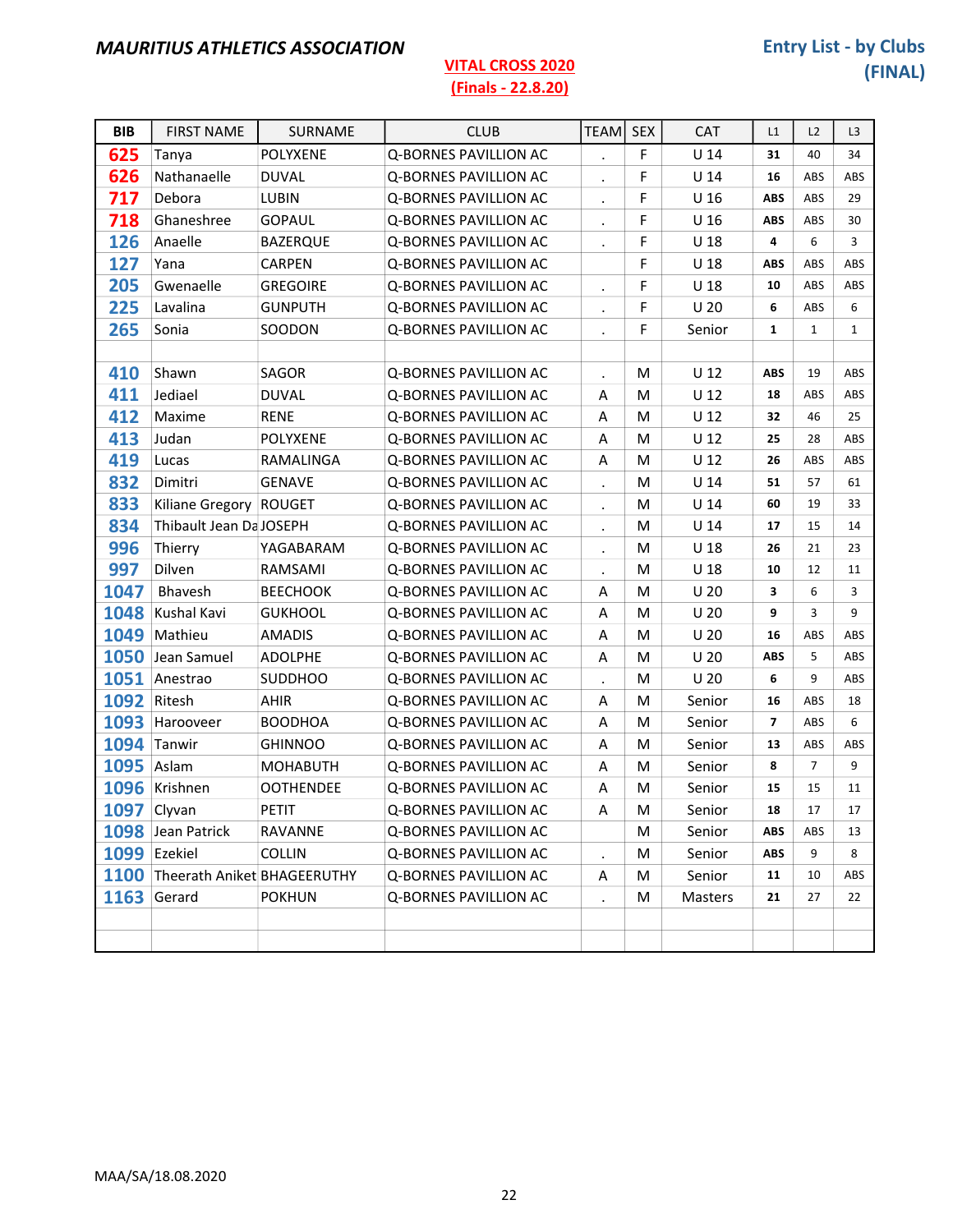**MAURITIUS ATHLETICS ASSOCIATION**

**VITAL CROSS 2020**
**(Finals - 22.8.20)**

**Entry List - by Clubs (FINAL)**

| BIB | FIRST NAME | SURNAME | CLUB | TEAM | SEX | CAT | L1 | L2 | L3 |
|---|---|---|---|---|---|---|---|---|---|
| 625 | Tanya | POLYXENE | Q-BORNES PAVILLION AC | . | F | U 14 | 31 | 40 | 34 |
| 626 | Nathanaelle | DUVAL | Q-BORNES PAVILLION AC | . | F | U 14 | 16 | ABS | ABS |
| 717 | Debora | LUBIN | Q-BORNES PAVILLION AC | . | F | U 16 | ABS | ABS | 29 |
| 718 | Ghaneshree | GOPAUL | Q-BORNES PAVILLION AC | . | F | U 16 | ABS | ABS | 30 |
| 126 | Anaelle | BAZERQUE | Q-BORNES PAVILLION AC | . | F | U 18 | 4 | 6 | 3 |
| 127 | Yana | CARPEN | Q-BORNES PAVILLION AC | | F | U 18 | ABS | ABS | ABS |
| 205 | Gwenaelle | GREGOIRE | Q-BORNES PAVILLION AC | . | F | U 18 | 10 | ABS | ABS |
| 225 | Lavalina | GUNPUTH | Q-BORNES PAVILLION AC | . | F | U 20 | 6 | ABS | 6 |
| 265 | Sonia | SOODON | Q-BORNES PAVILLION AC | . | F | Senior | 1 | 1 | 1 |
| | | | | | | | | | |
| 410 | Shawn | SAGOR | Q-BORNES PAVILLION AC | . | M | U 12 | ABS | 19 | ABS |
| 411 | Jediael | DUVAL | Q-BORNES PAVILLION AC | A | M | U 12 | 18 | ABS | ABS |
| 412 | Maxime | RENE | Q-BORNES PAVILLION AC | A | M | U 12 | 32 | 46 | 25 |
| 413 | Judan | POLYXENE | Q-BORNES PAVILLION AC | A | M | U 12 | 25 | 28 | ABS |
| 419 | Lucas | RAMALINGA | Q-BORNES PAVILLION AC | A | M | U 12 | 26 | ABS | ABS |
| 832 | Dimitri | GENAVE | Q-BORNES PAVILLION AC | . | M | U 14 | 51 | 57 | 61 |
| 833 | Kiliane Gregory | ROUGET | Q-BORNES PAVILLION AC | . | M | U 14 | 60 | 19 | 33 |
| 834 | Thibault Jean Da | JOSEPH | Q-BORNES PAVILLION AC | . | M | U 14 | 17 | 15 | 14 |
| 996 | Thierry | YAGABARAM | Q-BORNES PAVILLION AC | . | M | U 18 | 26 | 21 | 23 |
| 997 | Dilven | RAMSAMI | Q-BORNES PAVILLION AC | . | M | U 18 | 10 | 12 | 11 |
| 1047 | Bhavesh | BEECHOOK | Q-BORNES PAVILLION AC | A | M | U 20 | 3 | 6 | 3 |
| 1048 | Kushal Kavi | GUKHOOL | Q-BORNES PAVILLION AC | A | M | U 20 | 9 | 3 | 9 |
| 1049 | Mathieu | AMADIS | Q-BORNES PAVILLION AC | A | M | U 20 | 16 | ABS | ABS |
| 1050 | Jean Samuel | ADOLPHE | Q-BORNES PAVILLION AC | A | M | U 20 | ABS | 5 | ABS |
| 1051 | Anestrao | SUDDHOO | Q-BORNES PAVILLION AC | . | M | U 20 | 6 | 9 | ABS |
| 1092 | Ritesh | AHIR | Q-BORNES PAVILLION AC | A | M | Senior | 16 | ABS | 18 |
| 1093 | Harooveer | BOODHOA | Q-BORNES PAVILLION AC | A | M | Senior | 7 | ABS | 6 |
| 1094 | Tanwir | GHINNOO | Q-BORNES PAVILLION AC | A | M | Senior | 13 | ABS | ABS |
| 1095 | Aslam | MOHABUTH | Q-BORNES PAVILLION AC | A | M | Senior | 8 | 7 | 9 |
| 1096 | Krishnen | OOTHENDEE | Q-BORNES PAVILLION AC | A | M | Senior | 15 | 15 | 11 |
| 1097 | Clyvan | PETIT | Q-BORNES PAVILLION AC | A | M | Senior | 18 | 17 | 17 |
| 1098 | Jean Patrick | RAVANNE | Q-BORNES PAVILLION AC | | M | Senior | ABS | ABS | 13 |
| 1099 | Ezekiel | COLLIN | Q-BORNES PAVILLION AC | . | M | Senior | ABS | 9 | 8 |
| 1100 | Theerath Aniket | BHAGEERUTHY | Q-BORNES PAVILLION AC | A | M | Senior | 11 | 10 | ABS |
| 1163 | Gerard | POKHUN | Q-BORNES PAVILLION AC | . | M | Masters | 21 | 27 | 22 |
| | | | | | | | | | |
| | | | | | | | | | |

MAA/SA/18.08.2020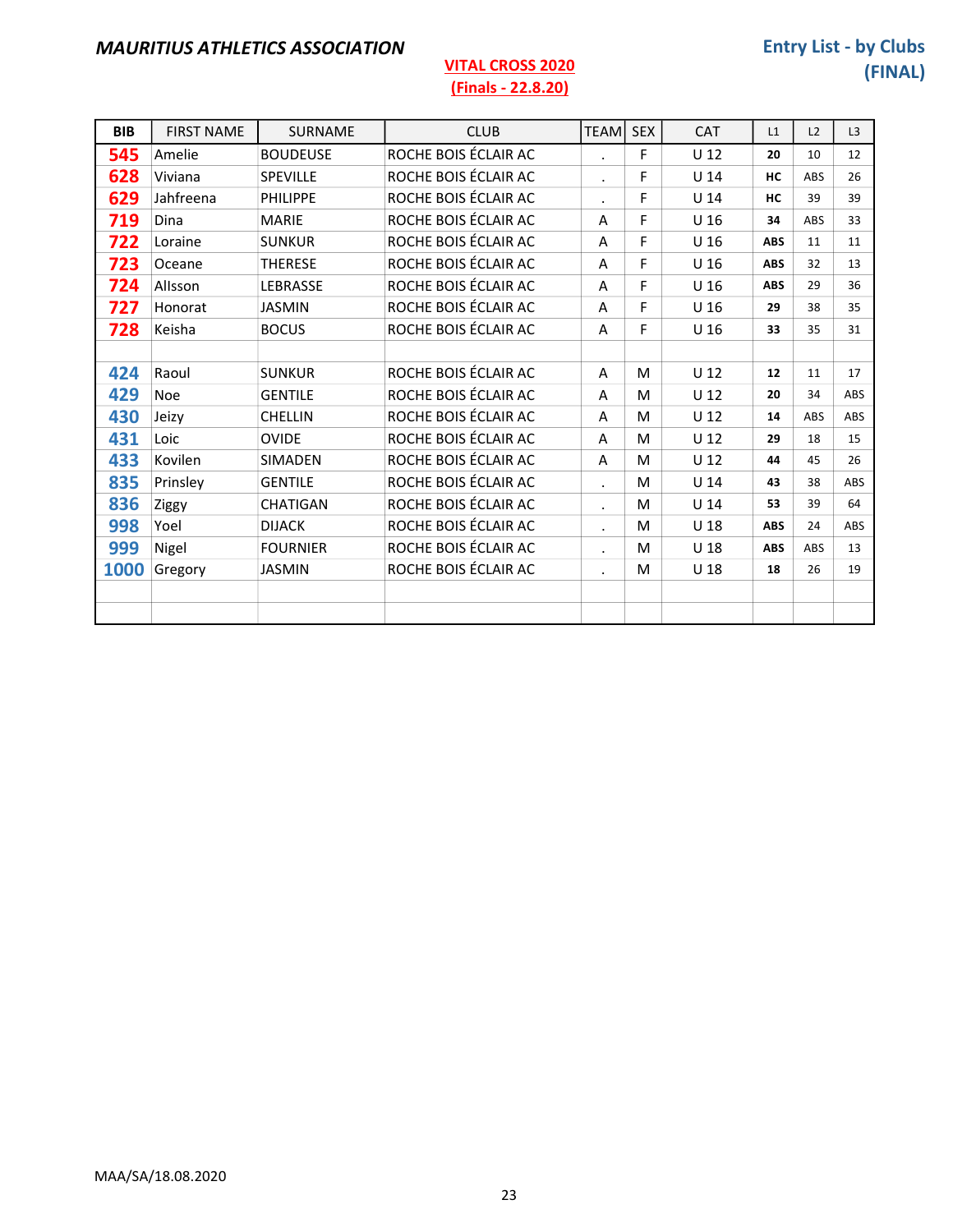***MAURITIUS ATHLETICS ASSOCIATION***

**VITAL CROSS 2020**
**(Finals - 22.8.20)**

**Entry List - by Clubs (FINAL)**

| BIB | FIRST NAME | SURNAME | CLUB | TEAM | SEX | CAT | L1 | L2 | L3 |
|---|---|---|---|---|---|---|---|---|---|
| 545 | Amelie | BOUDEUSE | ROCHE BOIS ÉCLAIR AC | . | F | U 12 | 20 | 10 | 12 |
| 628 | Viviana | SPEVILLE | ROCHE BOIS ÉCLAIR AC | . | F | U 14 | HC | ABS | 26 |
| 629 | Jahfreena | PHILIPPE | ROCHE BOIS ÉCLAIR AC | . | F | U 14 | HC | 39 | 39 |
| 719 | Dina | MARIE | ROCHE BOIS ÉCLAIR AC | A | F | U 16 | 34 | ABS | 33 |
| 722 | Loraine | SUNKUR | ROCHE BOIS ÉCLAIR AC | A | F | U 16 | ABS | 11 | 11 |
| 723 | Oceane | THERESE | ROCHE BOIS ÉCLAIR AC | A | F | U 16 | ABS | 32 | 13 |
| 724 | Allsson | LEBRASSE | ROCHE BOIS ÉCLAIR AC | A | F | U 16 | ABS | 29 | 36 |
| 727 | Honorat | JASMIN | ROCHE BOIS ÉCLAIR AC | A | F | U 16 | 29 | 38 | 35 |
| 728 | Keisha | BOCUS | ROCHE BOIS ÉCLAIR AC | A | F | U 16 | 33 | 35 | 31 |
| | | | | | | | | | |
| 424 | Raoul | SUNKUR | ROCHE BOIS ÉCLAIR AC | A | M | U 12 | 12 | 11 | 17 |
| 429 | Noe | GENTILE | ROCHE BOIS ÉCLAIR AC | A | M | U 12 | 20 | 34 | ABS |
| 430 | Jeizy | CHELLIN | ROCHE BOIS ÉCLAIR AC | A | M | U 12 | 14 | ABS | ABS |
| 431 | Loic | OVIDE | ROCHE BOIS ÉCLAIR AC | A | M | U 12 | 29 | 18 | 15 |
| 433 | Kovilen | SIMADEN | ROCHE BOIS ÉCLAIR AC | A | M | U 12 | 44 | 45 | 26 |
| 835 | Prinsley | GENTILE | ROCHE BOIS ÉCLAIR AC | . | M | U 14 | 43 | 38 | ABS |
| 836 | Ziggy | CHATIGAN | ROCHE BOIS ÉCLAIR AC | . | M | U 14 | 53 | 39 | 64 |
| 998 | Yoel | DIJACK | ROCHE BOIS ÉCLAIR AC | . | M | U 18 | ABS | 24 | ABS |
| 999 | Nigel | FOURNIER | ROCHE BOIS ÉCLAIR AC | . | M | U 18 | ABS | ABS | 13 |
| 1000 | Gregory | JASMIN | ROCHE BOIS ÉCLAIR AC | . | M | U 18 | 18 | 26 | 19 |
| | | | | | | | | | |
| | | | | | | | | | |

MAA/SA/18.08.2020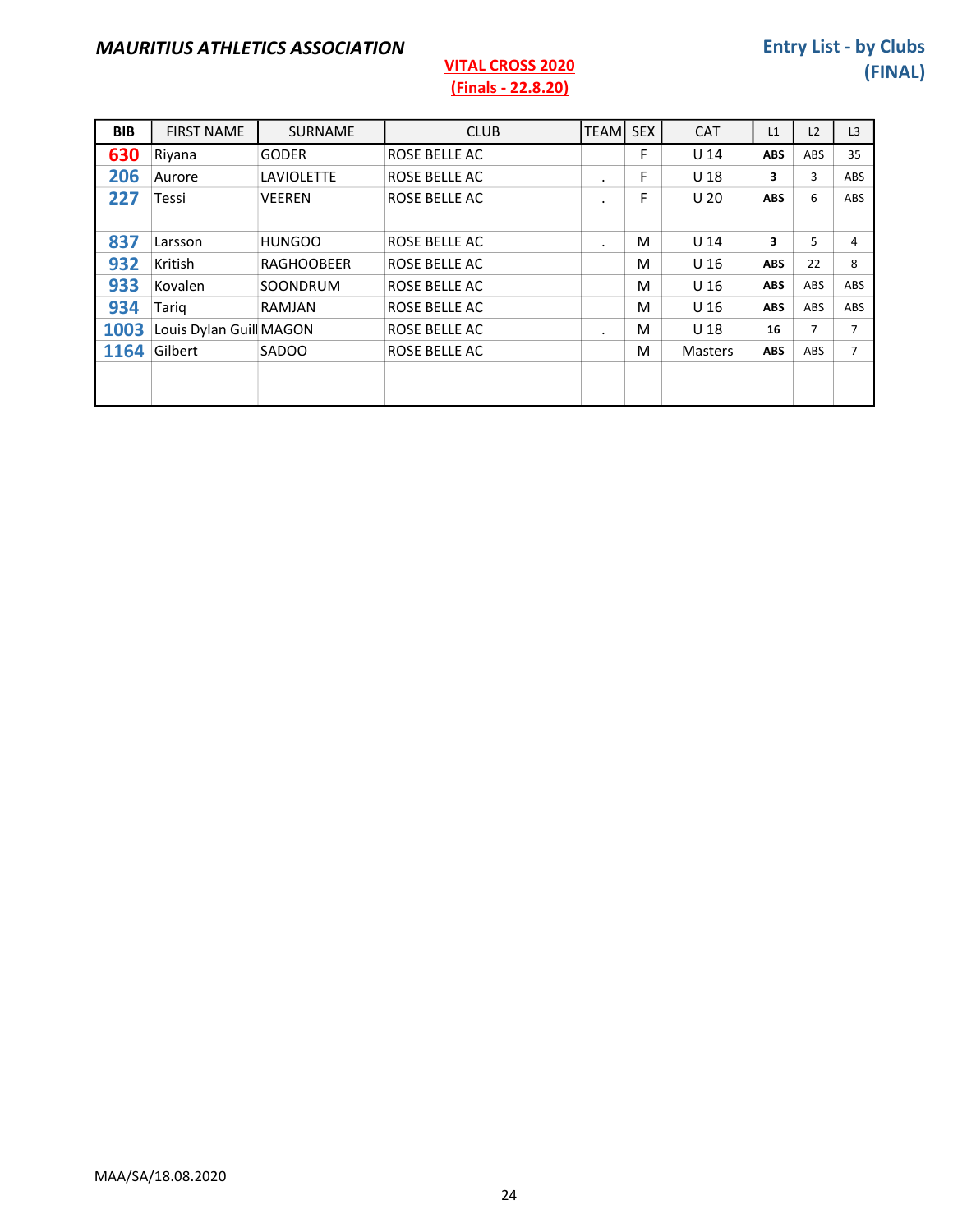*MAURITIUS ATHLETICS ASSOCIATION*

**VITAL CROSS 2020**
**(Finals - 22.8.20)**

**Entry List - by Clubs (FINAL)**

| BIB | FIRST NAME | SURNAME | CLUB | TEAM | SEX | CAT | L1 | L2 | L3 |
|---|---|---|---|---|---|---|---|---|---|
| 630 | Riyana | GODER | ROSE BELLE AC | | F | U 14 | ABS | ABS | 35 |
| 206 | Aurore | LAVIOLETTE | ROSE BELLE AC | . | F | U 18 | 3 | 3 | ABS |
| 227 | Tessi | VEEREN | ROSE BELLE AC | . | F | U 20 | ABS | 6 | ABS |
| | | | | | | | | | |
| 837 | Larsson | HUNGOO | ROSE BELLE AC | . | M | U 14 | 3 | 5 | 4 |
| 932 | Kritish | RAGHOOBEER | ROSE BELLE AC | | M | U 16 | ABS | 22 | 8 |
| 933 | Kovalen | SOONDRUM | ROSE BELLE AC | | M | U 16 | ABS | ABS | ABS |
| 934 | Tariq | RAMJAN | ROSE BELLE AC | | M | U 16 | ABS | ABS | ABS |
| 1003 | Louis Dylan Guill | MAGON | ROSE BELLE AC | . | M | U 18 | 16 | 7 | 7 |
| 1164 | Gilbert | SADOO | ROSE BELLE AC | | M | Masters | ABS | ABS | 7 |
| | | | | | | | | | |
| | | | | | | | | | |

MAA/SA/18.08.2020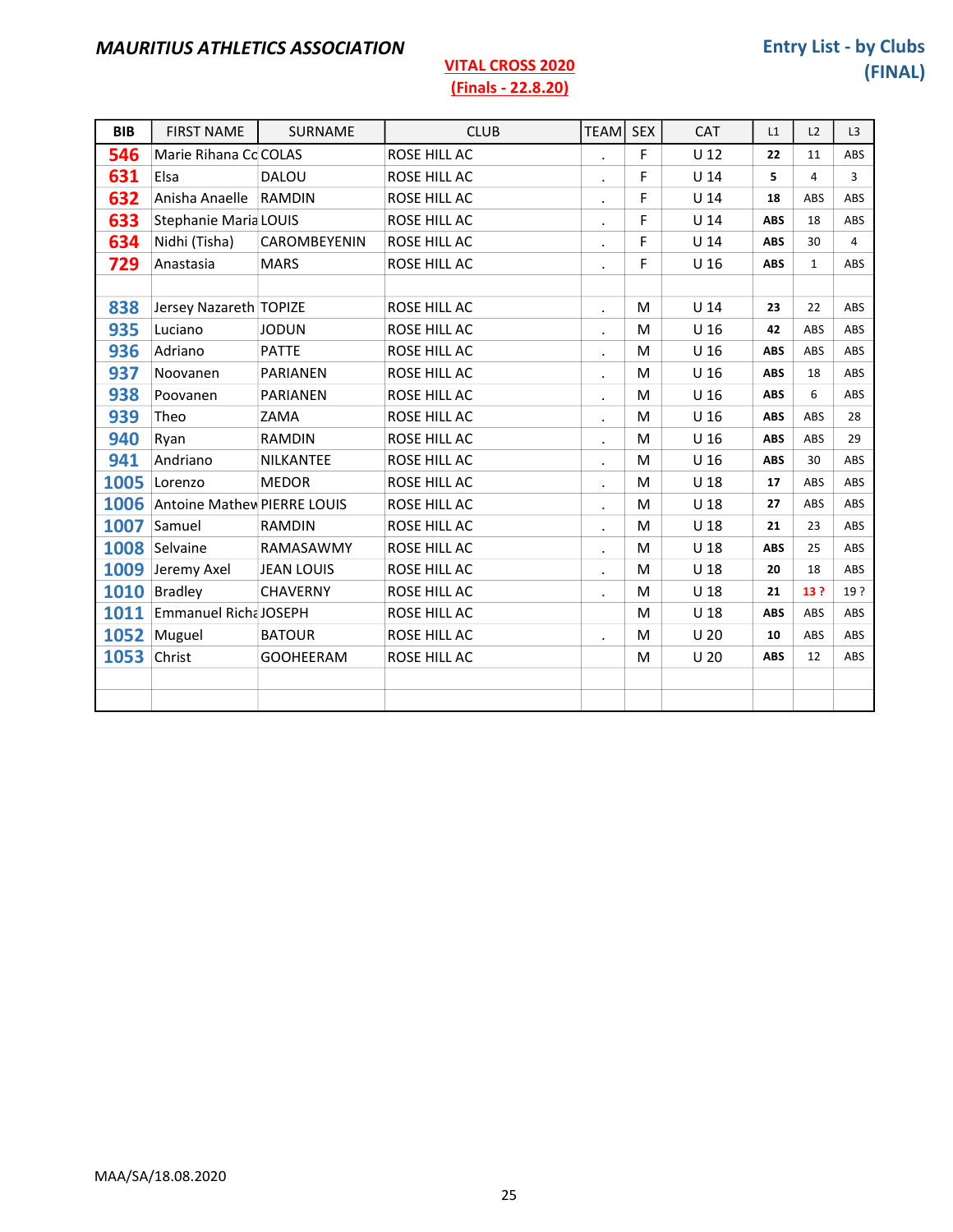**MAURITIUS ATHLETICS ASSOCIATION**

**VITAL CROSS 2020**
**(Finals - 22.8.20)**

**Entry List - by Clubs (FINAL)**

| BIB | FIRST NAME | SURNAME | CLUB | TEAM | SEX | CAT | L1 | L2 | L3 |
|---|---|---|---|---|---|---|---|---|---|
| 546 | Marie Rihana Cc | COLAS | ROSE HILL AC | . | F | U 12 | 22 | 11 | ABS |
| 631 | Elsa | DALOU | ROSE HILL AC | . | F | U 14 | 5 | 4 | 3 |
| 632 | Anisha Anaelle | RAMDIN | ROSE HILL AC | . | F | U 14 | 18 | ABS | ABS |
| 633 | Stephanie Maria | LOUIS | ROSE HILL AC | . | F | U 14 | ABS | 18 | ABS |
| 634 | Nidhi (Tisha) | CAROMBEYENIN | ROSE HILL AC | . | F | U 14 | ABS | 30 | 4 |
| 729 | Anastasia | MARS | ROSE HILL AC | . | F | U 16 | ABS | 1 | ABS |
| | | | | | | | | | |
| 838 | Jersey Nazareth | TOPIZE | ROSE HILL AC | . | M | U 14 | 23 | 22 | ABS |
| 935 | Luciano | JODUN | ROSE HILL AC | . | M | U 16 | 42 | ABS | ABS |
| 936 | Adriano | PATTE | ROSE HILL AC | . | M | U 16 | ABS | ABS | ABS |
| 937 | Noovanen | PARIANEN | ROSE HILL AC | . | M | U 16 | ABS | 18 | ABS |
| 938 | Poovanen | PARIANEN | ROSE HILL AC | . | M | U 16 | ABS | 6 | ABS |
| 939 | Theo | ZAMA | ROSE HILL AC | . | M | U 16 | ABS | ABS | 28 |
| 940 | Ryan | RAMDIN | ROSE HILL AC | . | M | U 16 | ABS | ABS | 29 |
| 941 | Andriano | NILKANTEE | ROSE HILL AC | . | M | U 16 | ABS | 30 | ABS |
| 1005 | Lorenzo | MEDOR | ROSE HILL AC | . | M | U 18 | 17 | ABS | ABS |
| 1006 | Antoine Mathew | PIERRE LOUIS | ROSE HILL AC | . | M | U 18 | 27 | ABS | ABS |
| 1007 | Samuel | RAMDIN | ROSE HILL AC | . | M | U 18 | 21 | 23 | ABS |
| 1008 | Selvaine | RAMASAWMY | ROSE HILL AC | . | M | U 18 | ABS | 25 | ABS |
| 1009 | Jeremy Axel | JEAN LOUIS | ROSE HILL AC | . | M | U 18 | 20 | 18 | ABS |
| 1010 | Bradley | CHAVERNY | ROSE HILL AC | . | M | U 18 | 21 | 13 ? | 19 ? |
| 1011 | Emmanuel Richa | JOSEPH | ROSE HILL AC | | M | U 18 | ABS | ABS | ABS |
| 1052 | Muguel | BATOUR | ROSE HILL AC | . | M | U 20 | 10 | ABS | ABS |
| 1053 | Christ | GOOHEERAM | ROSE HILL AC | | M | U 20 | ABS | 12 | ABS |
| | | | | | | | | | |
| | | | | | | | | | |

MAA/SA/18.08.2020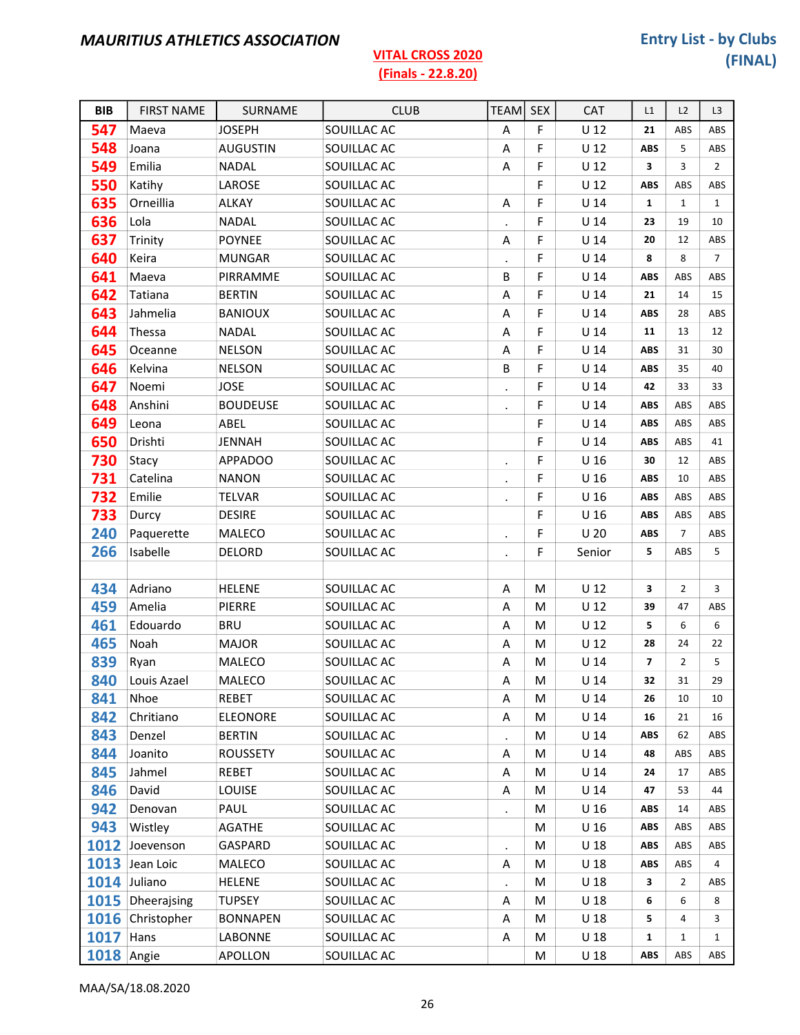**MAURITIUS ATHLETICS ASSOCIATION**

**VITAL CROSS 2020**
**(Finals - 22.8.20)**

**Entry List - by Clubs**
**(FINAL)**

| BIB | FIRST NAME | SURNAME | CLUB | TEAM | SEX | CAT | L1 | L2 | L3 |
|---|---|---|---|---|---|---|---|---|---|
| 547 | Maeva | JOSEPH | SOUILLAC AC | A | F | U 12 | 21 | ABS | ABS |
| 548 | Joana | AUGUSTIN | SOUILLAC AC | A | F | U 12 | ABS | 5 | ABS |
| 549 | Emilia | NADAL | SOUILLAC AC | A | F | U 12 | 3 | 3 | 2 |
| 550 | Katihy | LAROSE | SOUILLAC AC | | F | U 12 | ABS | ABS | ABS |
| 635 | Orneillia | ALKAY | SOUILLAC AC | A | F | U 14 | 1 | 1 | 1 |
| 636 | Lola | NADAL | SOUILLAC AC | . | F | U 14 | 23 | 19 | 10 |
| 637 | Trinity | POYNEE | SOUILLAC AC | A | F | U 14 | 20 | 12 | ABS |
| 640 | Keira | MUNGAR | SOUILLAC AC | . | F | U 14 | 8 | 8 | 7 |
| 641 | Maeva | PIRRAMME | SOUILLAC AC | B | F | U 14 | ABS | ABS | ABS |
| 642 | Tatiana | BERTIN | SOUILLAC AC | A | F | U 14 | 21 | 14 | 15 |
| 643 | Jahmelia | BANIOUX | SOUILLAC AC | A | F | U 14 | ABS | 28 | ABS |
| 644 | Thessa | NADAL | SOUILLAC AC | A | F | U 14 | 11 | 13 | 12 |
| 645 | Oceanne | NELSON | SOUILLAC AC | A | F | U 14 | ABS | 31 | 30 |
| 646 | Kelvina | NELSON | SOUILLAC AC | B | F | U 14 | ABS | 35 | 40 |
| 647 | Noemi | JOSE | SOUILLAC AC | . | F | U 14 | 42 | 33 | 33 |
| 648 | Anshini | BOUDEUSE | SOUILLAC AC | . | F | U 14 | ABS | ABS | ABS |
| 649 | Leona | ABEL | SOUILLAC AC | | F | U 14 | ABS | ABS | ABS |
| 650 | Drishti | JENNAH | SOUILLAC AC | | F | U 14 | ABS | ABS | 41 |
| 730 | Stacy | APPADOO | SOUILLAC AC | . | F | U 16 | 30 | 12 | ABS |
| 731 | Catelina | NANON | SOUILLAC AC | . | F | U 16 | ABS | 10 | ABS |
| 732 | Emilie | TELVAR | SOUILLAC AC | . | F | U 16 | ABS | ABS | ABS |
| 733 | Durcy | DESIRE | SOUILLAC AC | | F | U 16 | ABS | ABS | ABS |
| 240 | Paquerette | MALECO | SOUILLAC AC | . | F | U 20 | ABS | 7 | ABS |
| 266 | Isabelle | DELORD | SOUILLAC AC | . | F | Senior | 5 | ABS | 5 |
| | | | | | | | | | |
| 434 | Adriano | HELENE | SOUILLAC AC | A | M | U 12 | 3 | 2 | 3 |
| 459 | Amelia | PIERRE | SOUILLAC AC | A | M | U 12 | 39 | 47 | ABS |
| 461 | Edouardo | BRU | SOUILLAC AC | A | M | U 12 | 5 | 6 | 6 |
| 465 | Noah | MAJOR | SOUILLAC AC | A | M | U 12 | 28 | 24 | 22 |
| 839 | Ryan | MALECO | SOUILLAC AC | A | M | U 14 | 7 | 2 | 5 |
| 840 | Louis Azael | MALECO | SOUILLAC AC | A | M | U 14 | 32 | 31 | 29 |
| 841 | Nhoe | REBET | SOUILLAC AC | A | M | U 14 | 26 | 10 | 10 |
| 842 | Chritiano | ELEONORE | SOUILLAC AC | A | M | U 14 | 16 | 21 | 16 |
| 843 | Denzel | BERTIN | SOUILLAC AC | . | M | U 14 | ABS | 62 | ABS |
| 844 | Joanito | ROUSSETY | SOUILLAC AC | A | M | U 14 | 48 | ABS | ABS |
| 845 | Jahmel | REBET | SOUILLAC AC | A | M | U 14 | 24 | 17 | ABS |
| 846 | David | LOUISE | SOUILLAC AC | A | M | U 14 | 47 | 53 | 44 |
| 942 | Denovan | PAUL | SOUILLAC AC | . | M | U 16 | ABS | 14 | ABS |
| 943 | Wistley | AGATHE | SOUILLAC AC | | M | U 16 | ABS | ABS | ABS |
| 1012 | Joevenson | GASPARD | SOUILLAC AC | . | M | U 18 | ABS | ABS | ABS |
| 1013 | Jean Loic | MALECO | SOUILLAC AC | A | M | U 18 | ABS | ABS | 4 |
| 1014 | Juliano | HELENE | SOUILLAC AC | . | M | U 18 | 3 | 2 | ABS |
| 1015 | Dheerajsing | TUPSEY | SOUILLAC AC | A | M | U 18 | 6 | 6 | 8 |
| 1016 | Christopher | BONNAPEN | SOUILLAC AC | A | M | U 18 | 5 | 4 | 3 |
| 1017 | Hans | LABONNE | SOUILLAC AC | A | M | U 18 | 1 | 1 | 1 |
| 1018 | Angie | APOLLON | SOUILLAC AC | | M | U 18 | ABS | ABS | ABS |

MAA/SA/18.08.2020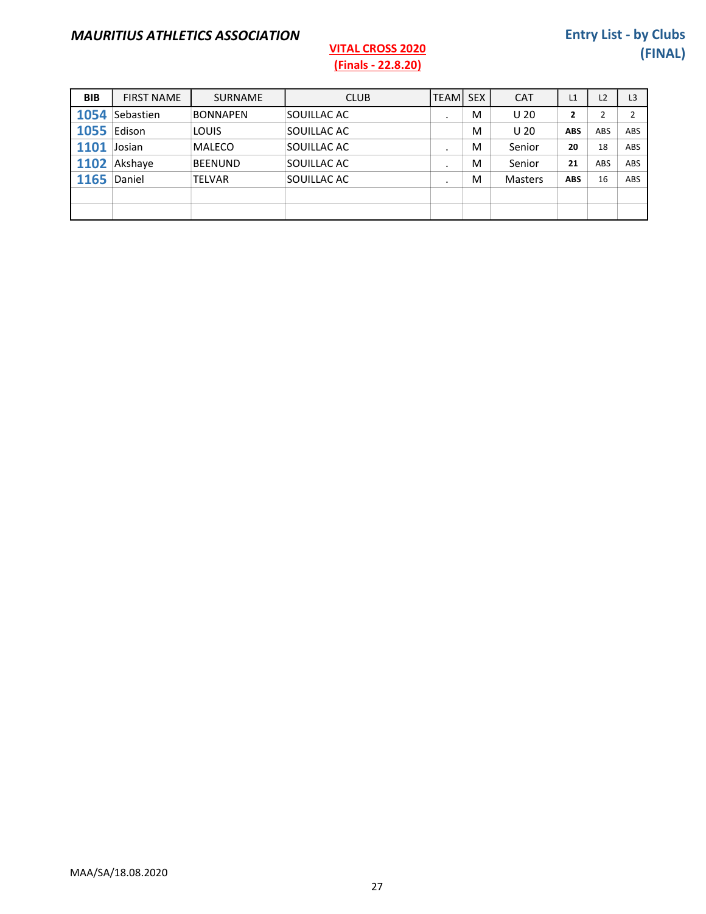*MAURITIUS ATHLETICS ASSOCIATION*

**Entry List - by Clubs (FINAL)**

**VITAL CROSS 2020**
**(Finals - 22.8.20)**

| BIB | FIRST NAME | SURNAME | CLUB | TEAM | SEX | CAT | L1 | L2 | L3 |
|---|---|---|---|---|---|---|---|---|---|
| 1054 | Sebastien | BONNAPEN | SOUILLAC AC | . | M | U 20 | 2 | 2 | 2 |
| 1055 | Edison | LOUIS | SOUILLAC AC | | M | U 20 | ABS | ABS | ABS |
| 1101 | Josian | MALECO | SOUILLAC AC | . | M | Senior | 20 | 18 | ABS |
| 1102 | Akshaye | BEENUND | SOUILLAC AC | . | M | Senior | 21 | ABS | ABS |
| 1165 | Daniel | TELVAR | SOUILLAC AC | . | M | Masters | ABS | 16 | ABS |
| | | | | | | | | | |
| | | | | | | | | | |

MAA/SA/18.08.2020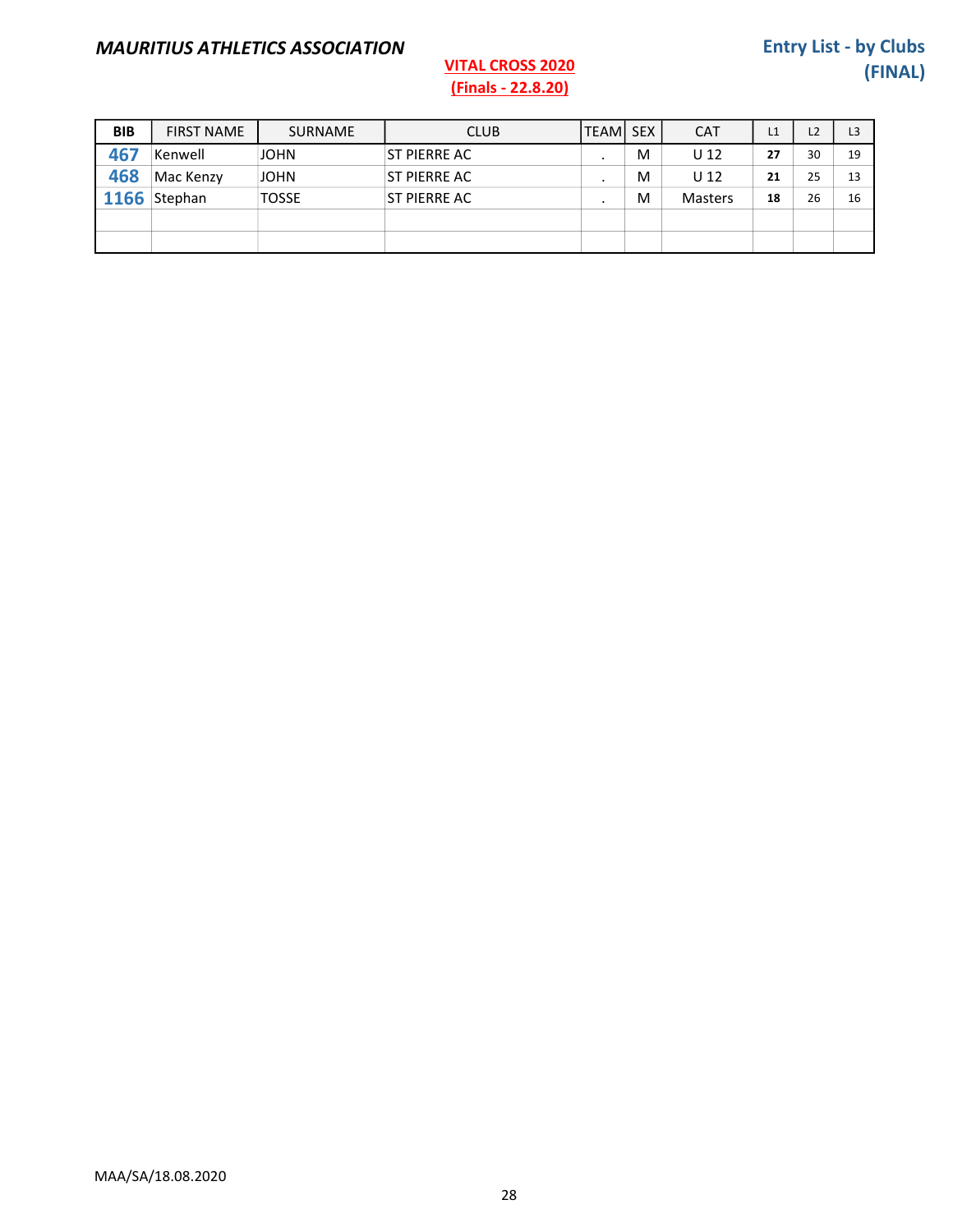***MAURITIUS ATHLETICS ASSOCIATION***

**VITAL CROSS 2020**
**(Finals - 22.8.20)**

**Entry List - by Clubs (FINAL)**

| BIB | FIRST NAME | SURNAME | CLUB | TEAM | SEX | CAT | L1 | L2 | L3 |
|---|---|---|---|---|---|---|---|---|---|
| **467** | Kenwell | JOHN | ST PIERRE AC | . | M | U 12 | **27** | 30 | 19 |
| **468** | Mac Kenzy | JOHN | ST PIERRE AC | . | M | U 12 | **21** | 25 | 13 |
| **1166** | Stephan | TOSSE | ST PIERRE AC | . | M | Masters | **18** | 26 | 16 |
| | | | | | | | | | |
| | | | | | | | | | |

MAA/SA/18.08.2020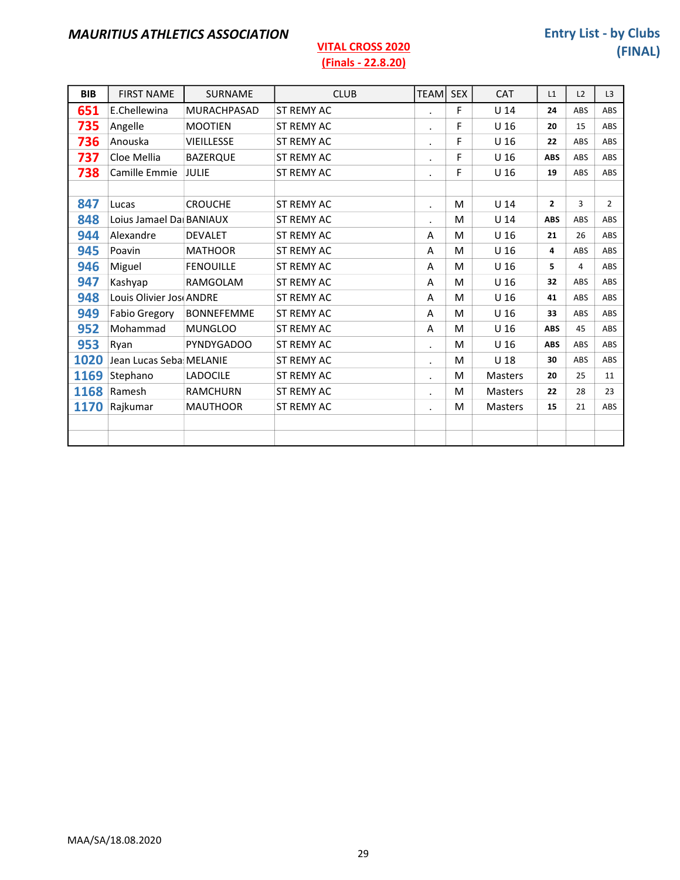***MAURITIUS ATHLETICS ASSOCIATION***

**VITAL CROSS 2020**
**(Finals - 22.8.20)**

**Entry List - by Clubs (FINAL)**

| BIB | FIRST NAME | SURNAME | CLUB | TEAM | SEX | CAT | L1 | L2 | L3 |
|---|---|---|---|---|---|---|---|---|---|
| 651 | E.Chellewina | MURACHPASAD | ST REMY AC | . | F | U 14 | 24 | ABS | ABS |
| 735 | Angelle | MOOTIEN | ST REMY AC | . | F | U 16 | 20 | 15 | ABS |
| 736 | Anouska | VIEILLESSE | ST REMY AC | . | F | U 16 | 22 | ABS | ABS |
| 737 | Cloe Mellia | BAZERQUE | ST REMY AC | . | F | U 16 | ABS | ABS | ABS |
| 738 | Camille Emmie | JULIE | ST REMY AC | . | F | U 16 | 19 | ABS | ABS |
| | | | | | | | | | |
| 847 | Lucas | CROUCHE | ST REMY AC | . | M | U 14 | 2 | 3 | 2 |
| 848 | Loius Jamael Da | BANIAUX | ST REMY AC | . | M | U 14 | ABS | ABS | ABS |
| 944 | Alexandre | DEVALET | ST REMY AC | A | M | U 16 | 21 | 26 | ABS |
| 945 | Poavin | MATHOOR | ST REMY AC | A | M | U 16 | 4 | ABS | ABS |
| 946 | Miguel | FENOUILLE | ST REMY AC | A | M | U 16 | 5 | 4 | ABS |
| 947 | Kashyap | RAMGOLAM | ST REMY AC | A | M | U 16 | 32 | ABS | ABS |
| 948 | Louis Olivier Jos | ANDRE | ST REMY AC | A | M | U 16 | 41 | ABS | ABS |
| 949 | Fabio Gregory | BONNEFEMME | ST REMY AC | A | M | U 16 | 33 | ABS | ABS |
| 952 | Mohammad | MUNGLOO | ST REMY AC | A | M | U 16 | ABS | 45 | ABS |
| 953 | Ryan | PYNDYGADOO | ST REMY AC | . | M | U 16 | ABS | ABS | ABS |
| 1020 | Jean Lucas Seba | MELANIE | ST REMY AC | . | M | U 18 | 30 | ABS | ABS |
| 1169 | Stephano | LADOCILE | ST REMY AC | . | M | Masters | 20 | 25 | 11 |
| 1168 | Ramesh | RAMCHURN | ST REMY AC | . | M | Masters | 22 | 28 | 23 |
| 1170 | Rajkumar | MAUTHOOR | ST REMY AC | . | M | Masters | 15 | 21 | ABS |
| | | | | | | | | | |
| | | | | | | | | | |

MAA/SA/18.08.2020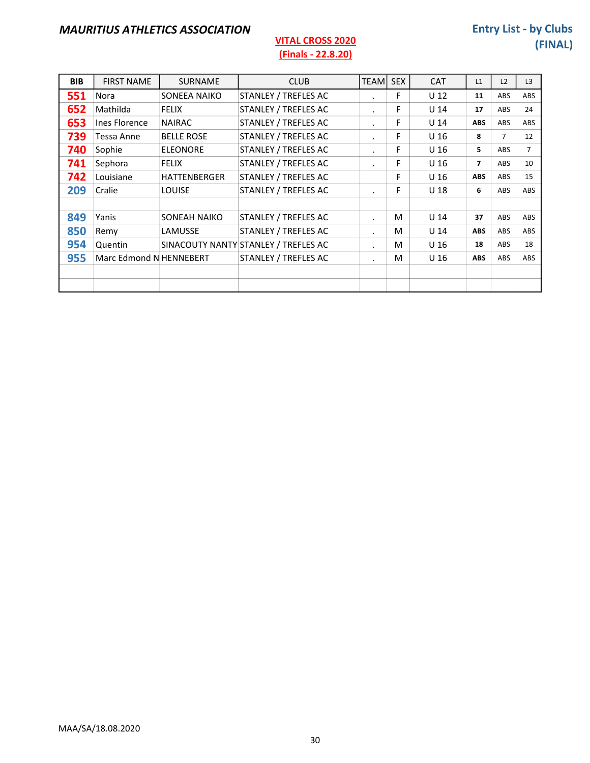***MAURITIUS ATHLETICS ASSOCIATION***

**Entry List - by Clubs (FINAL)**

**VITAL CROSS 2020**
**(Finals - 22.8.20)**

| BIB | FIRST NAME | SURNAME | CLUB | TEAM | SEX | CAT | L1 | L2 | L3 |
|---|---|---|---|---|---|---|---|---|---|
| 551 | Nora | SONEEA NAIKO | STANLEY / TREFLES AC | . | F | U 12 | 11 | ABS | ABS |
| 652 | Mathilda | FELIX | STANLEY / TREFLES AC | . | F | U 14 | 17 | ABS | 24 |
| 653 | Ines Florence | NAIRAC | STANLEY / TREFLES AC | . | F | U 14 | ABS | ABS | ABS |
| 739 | Tessa Anne | BELLE ROSE | STANLEY / TREFLES AC | . | F | U 16 | 8 | 7 | 12 |
| 740 | Sophie | ELEONORE | STANLEY / TREFLES AC | . | F | U 16 | 5 | ABS | 7 |
| 741 | Sephora | FELIX | STANLEY / TREFLES AC | . | F | U 16 | 7 | ABS | 10 |
| 742 | Louisiane | HATTENBERGER | STANLEY / TREFLES AC | | F | U 16 | ABS | ABS | 15 |
| 209 | Cralie | LOUISE | STANLEY / TREFLES AC | . | F | U 18 | 6 | ABS | ABS |
| | | | | | | | | | |
| 849 | Yanis | SONEAH NAIKO | STANLEY / TREFLES AC | . | M | U 14 | 37 | ABS | ABS |
| 850 | Remy | LAMUSSE | STANLEY / TREFLES AC | . | M | U 14 | ABS | ABS | ABS |
| 954 | Quentin | SINACOUTY NANTY | STANLEY / TREFLES AC | . | M | U 16 | 18 | ABS | 18 |
| 955 | Marc Edmond N | HENNEBERT | STANLEY / TREFLES AC | . | M | U 16 | ABS | ABS | ABS |
| | | | | | | | | | |
| | | | | | | | | | |

MAA/SA/18.08.2020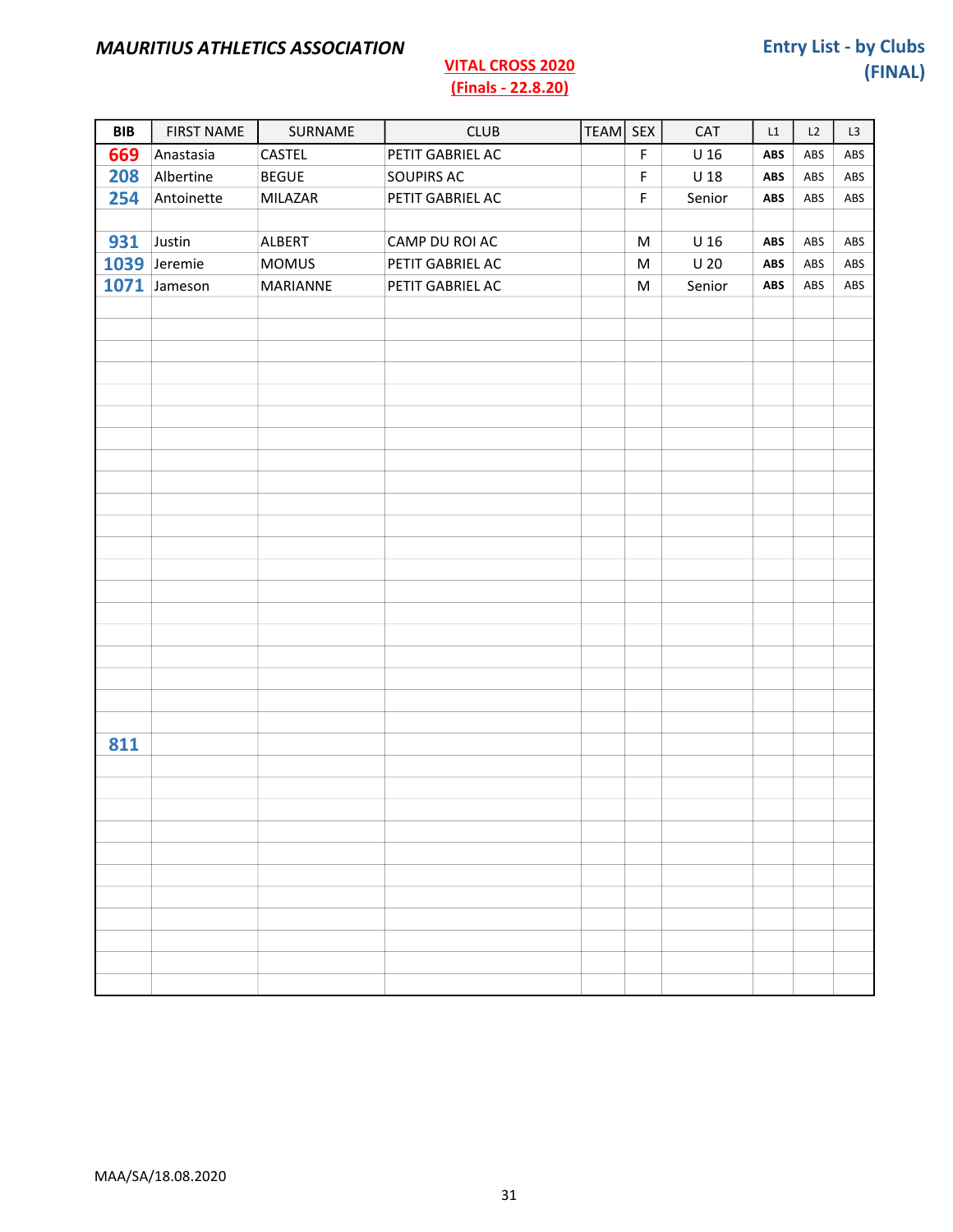*MAURITIUS ATHLETICS ASSOCIATION*

**Entry List - by Clubs (FINAL)**

**VITAL CROSS 2020**
**(Finals - 22.8.20)**

| BIB | FIRST NAME | SURNAME | CLUB | TEAM | SEX | CAT | L1 | L2 | L3 |
|---|---|---|---|---|---|---|---|---|---|
| 669 | Anastasia | CASTEL | PETIT GABRIEL AC | | F | U 16 | ABS | ABS | ABS |
| 208 | Albertine | BEGUE | SOUPIRS AC | | F | U 18 | ABS | ABS | ABS |
| 254 | Antoinette | MILAZAR | PETIT GABRIEL AC | | F | Senior | ABS | ABS | ABS |
| | | | | | | | | | |
| 931 | Justin | ALBERT | CAMP DU ROI AC | | M | U 16 | ABS | ABS | ABS |
| 1039 | Jeremie | MOMUS | PETIT GABRIEL AC | | M | U 20 | ABS | ABS | ABS |
| 1071 | Jameson | MARIANNE | PETIT GABRIEL AC | | M | Senior | ABS | ABS | ABS |
| 811 | | | | | | | | | |

MAA/SA/18.08.2020